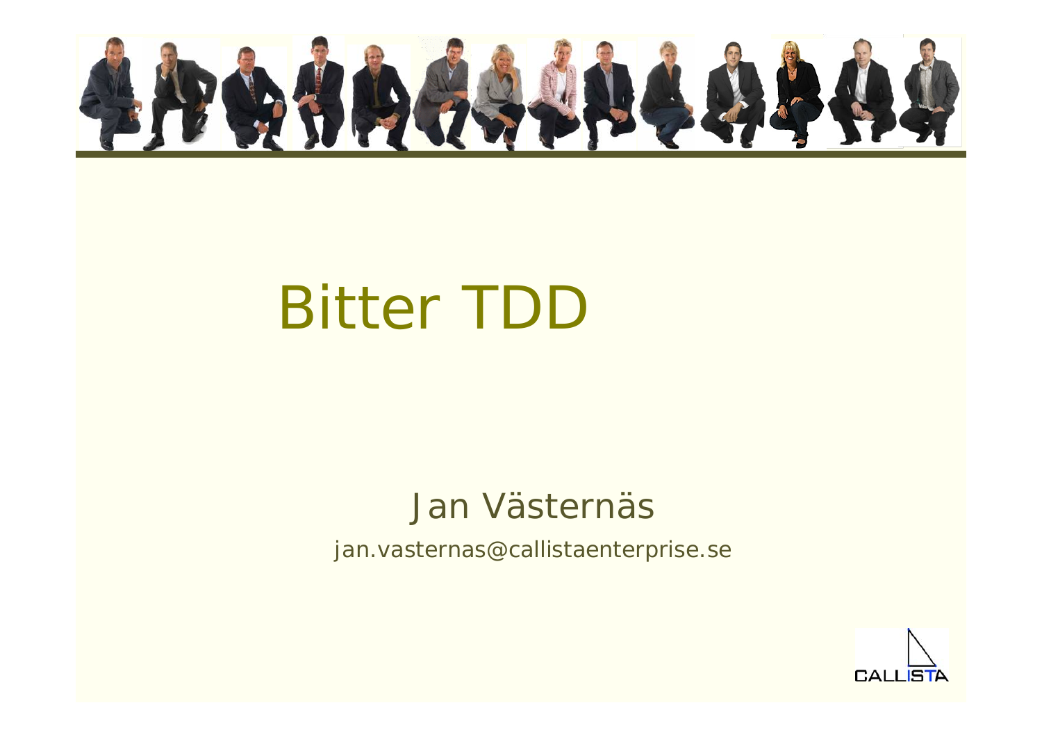# Bitter TDD

Jan Västernäs

jan.vasternas@callistaenterprise.se

CALLISTA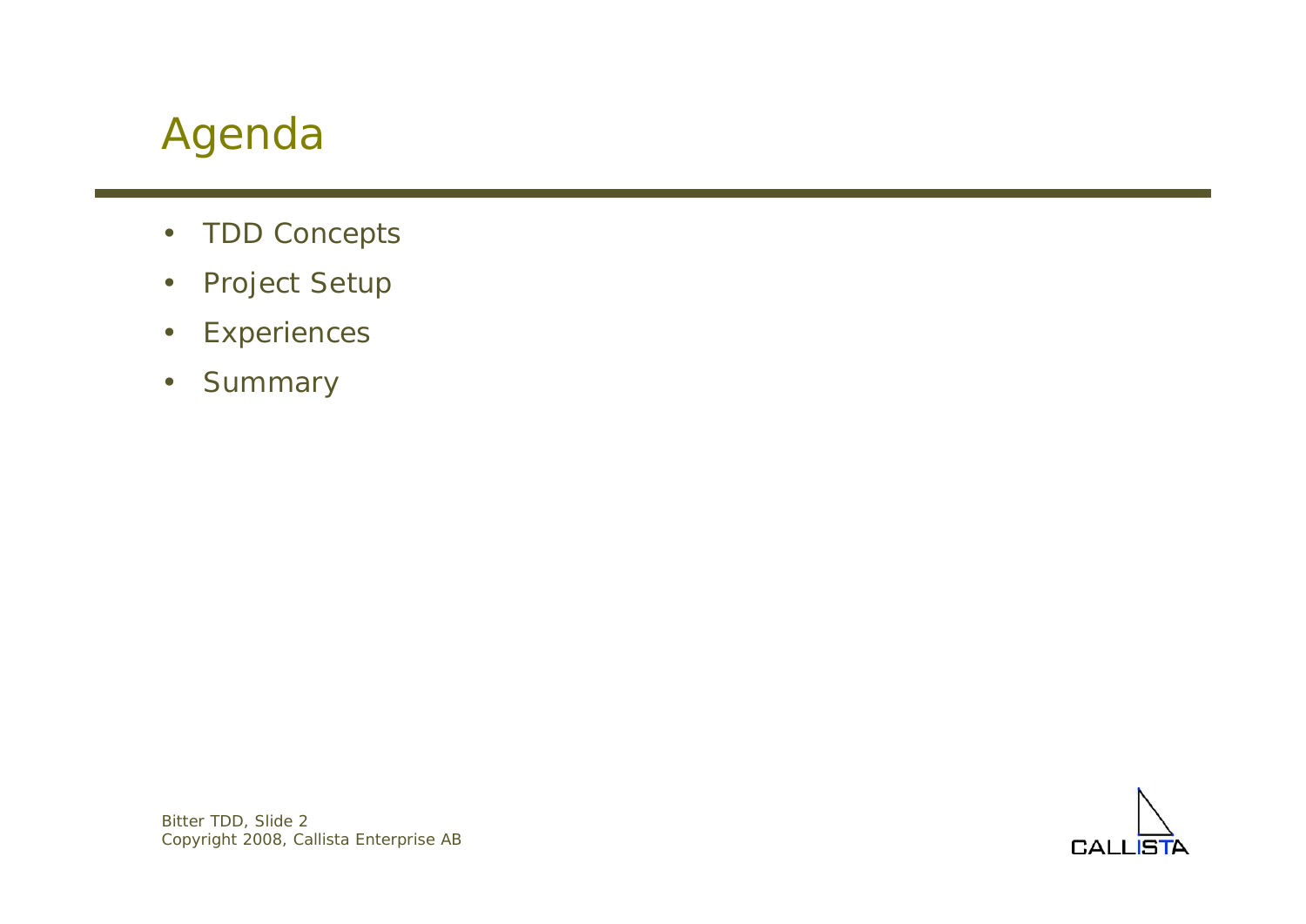# Agenda

- TDD Concepts
- Project Setup
- Experiences
- Summary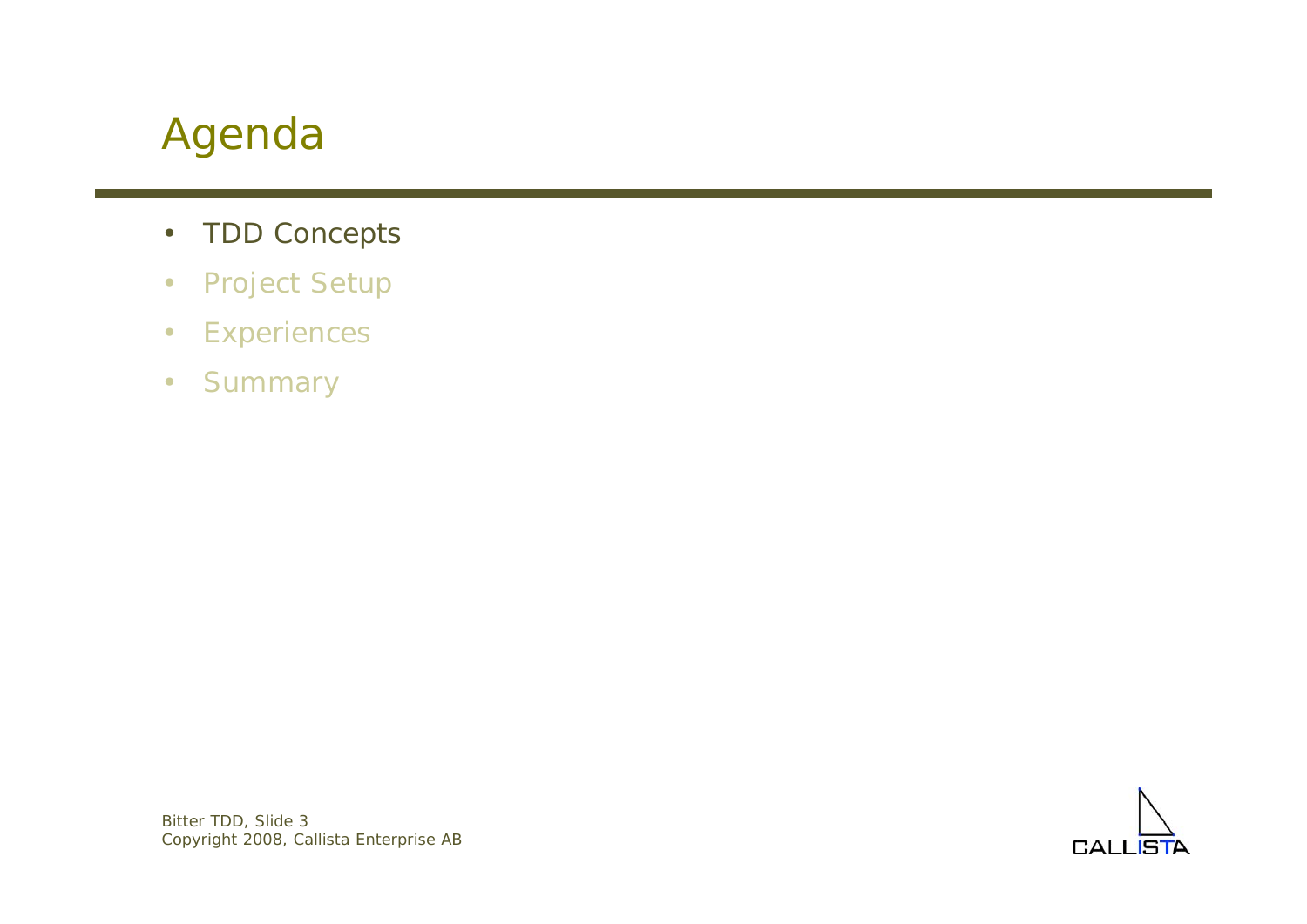# Agenda

- TDD Concepts
- Project Setup
- Experiences
- Summary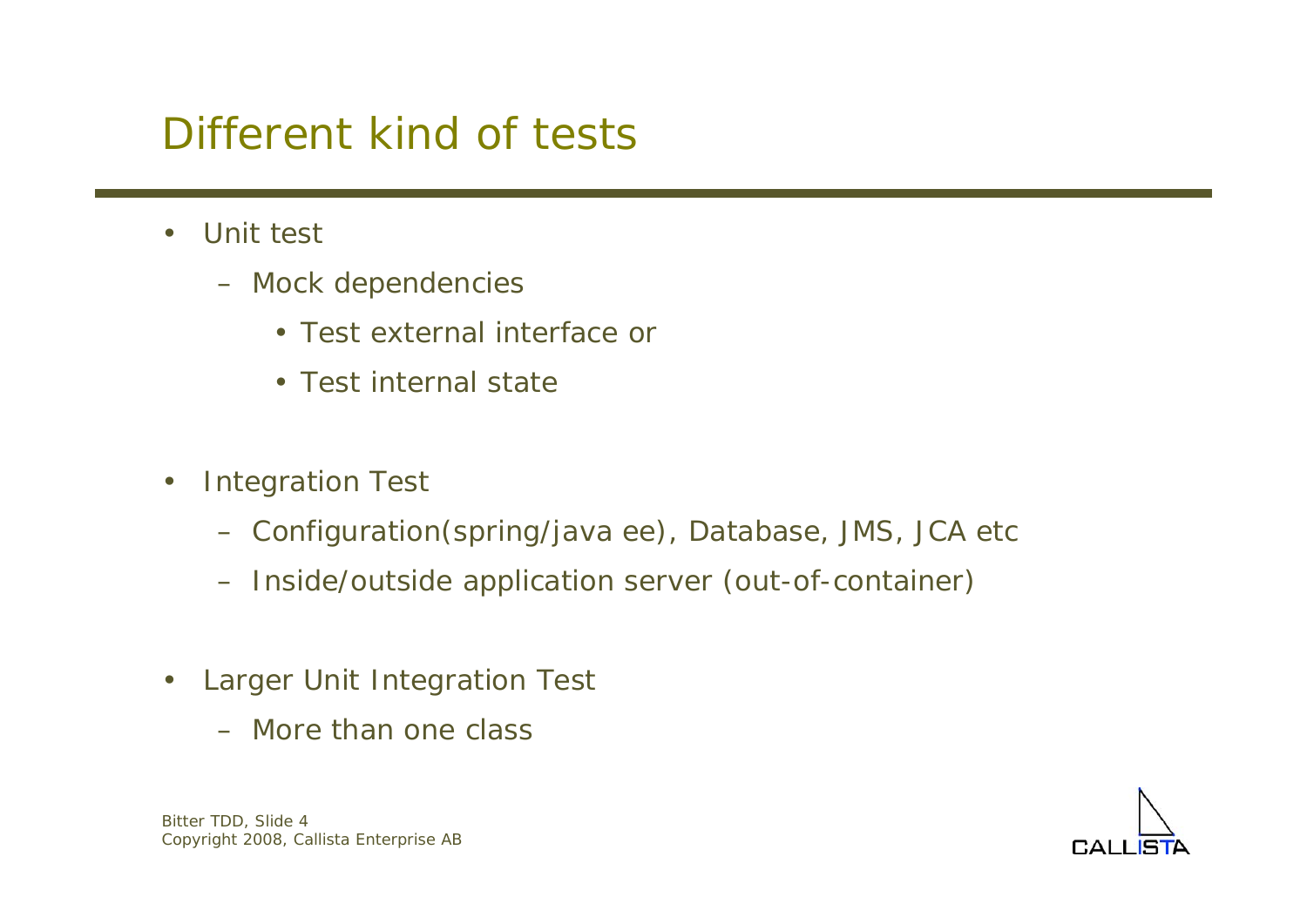# Different kind of tests

- Unit test
  - Mock dependencies
    - Test external interface or
    - Test internal state
- Integration Test
  - Configuration(spring/java ee), Database, JMS, JCA etc
  - Inside/outside application server (out-of-container)
- Larger Unit Integration Test
  - More than one class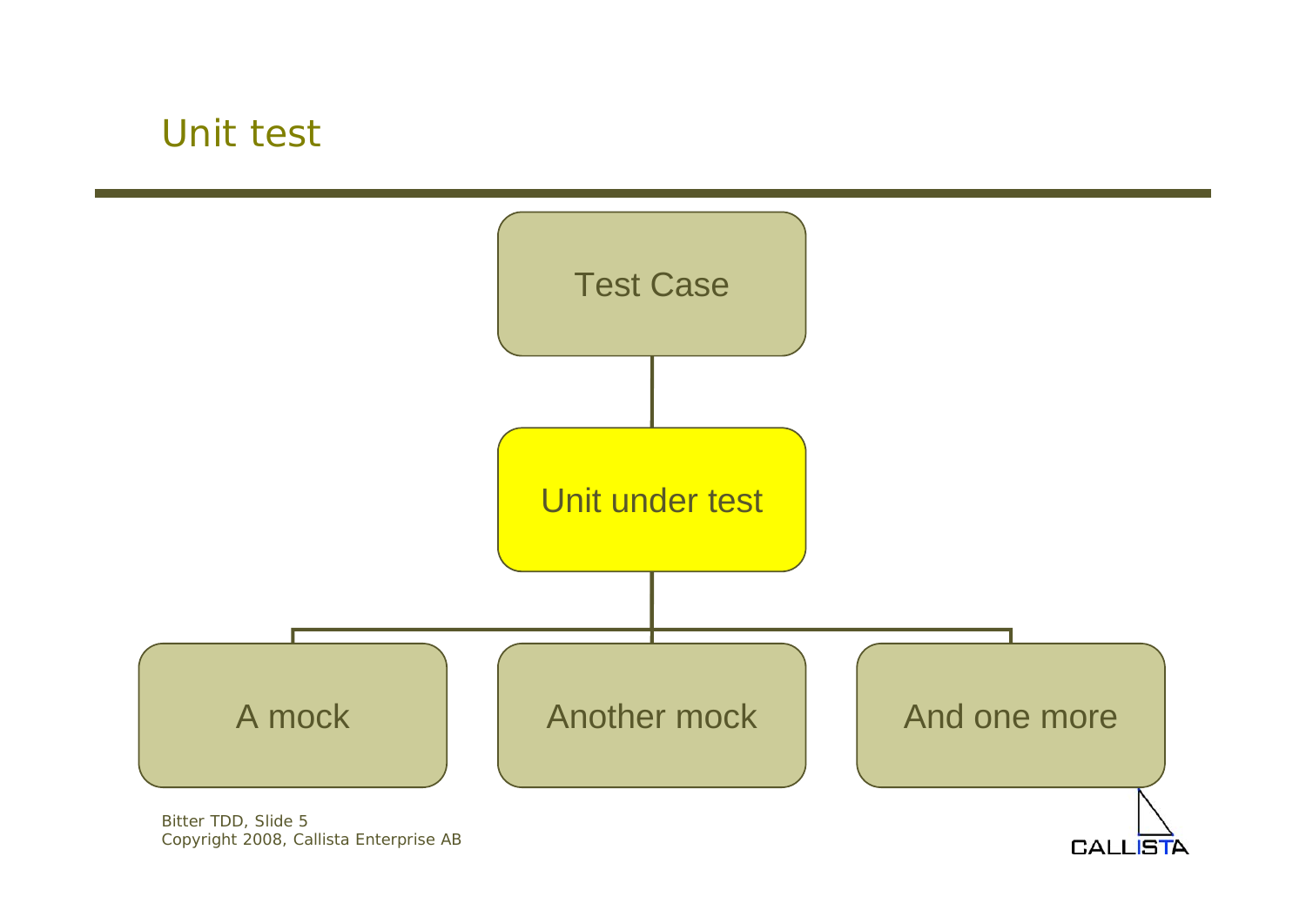# Unit test

Test Case

Unit under test

A mock

Another mock

And one more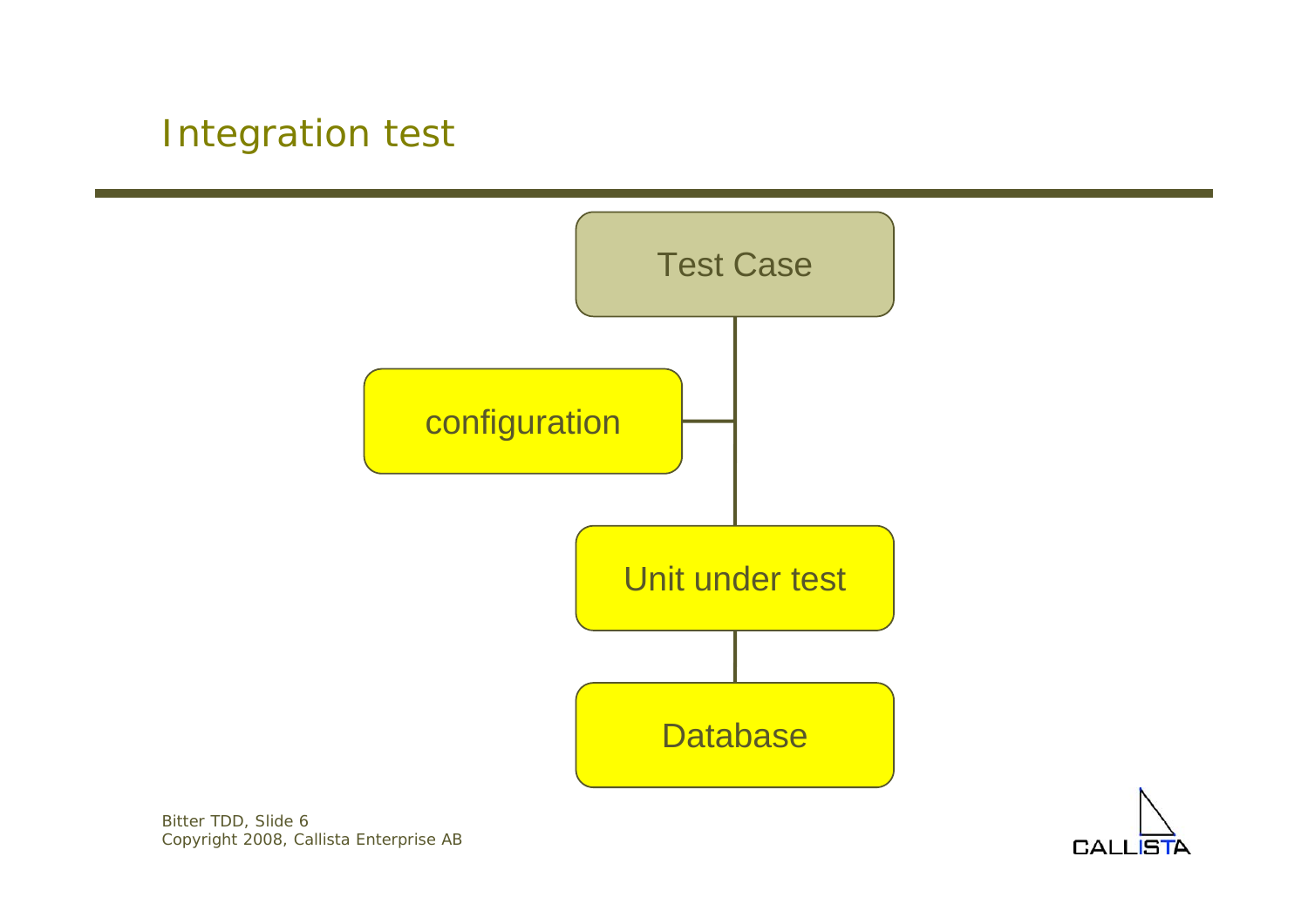# Integration test

Test Case

configuration

Unit under test

Database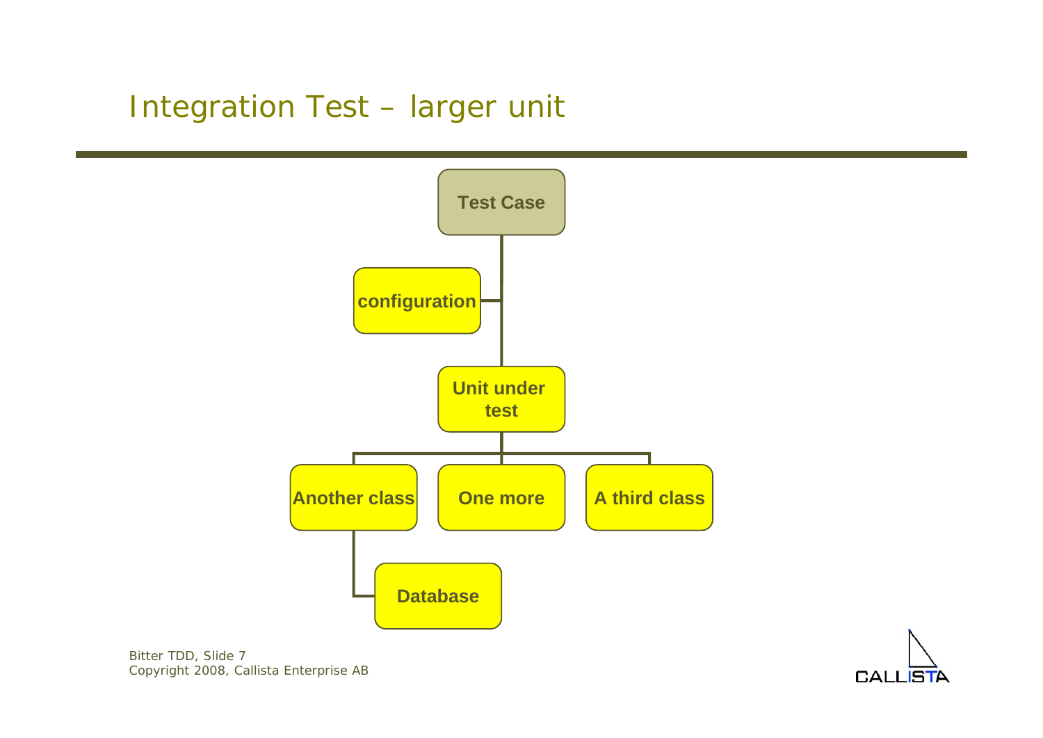# Integration Test – larger unit

Test Case

configuration

Unit under test

Another class

One more

A third class

Database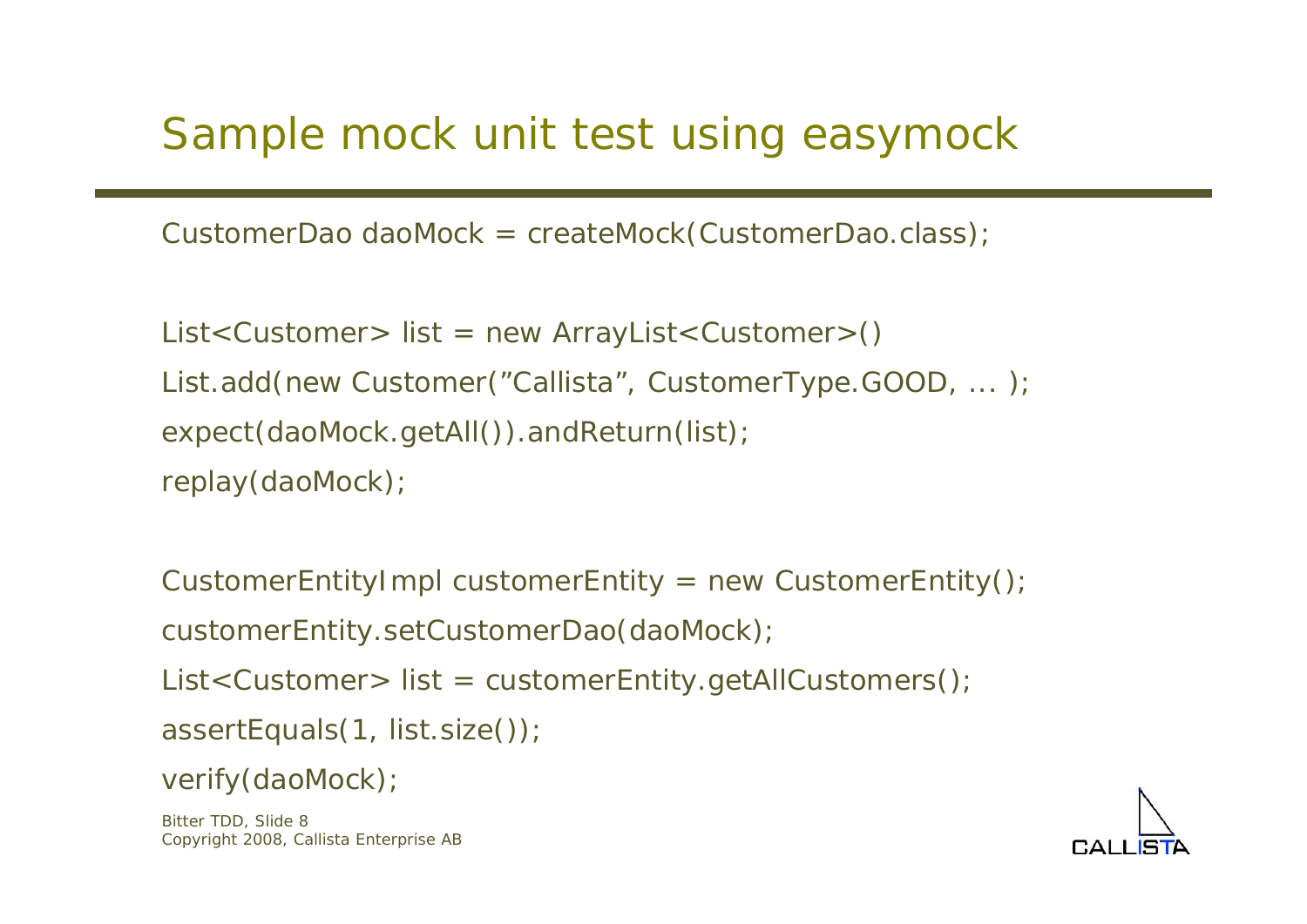# Sample mock unit test using easymock

```
CustomerDao daoMock = createMock(CustomerDao.class);

List<Customer> list = new ArrayList<Customer>()
List.add(new Customer(”Callista”, CustomerType.GOOD, ... );
expect(daoMock.getAll()).andReturn(list);
replay(daoMock);

CustomerEntityImpl customerEntity = new CustomerEntity();
customerEntity.setCustomerDao(daoMock);
List<Customer> list = customerEntity.getAllCustomers();
assertEquals(1, list.size());
verify(daoMock);
```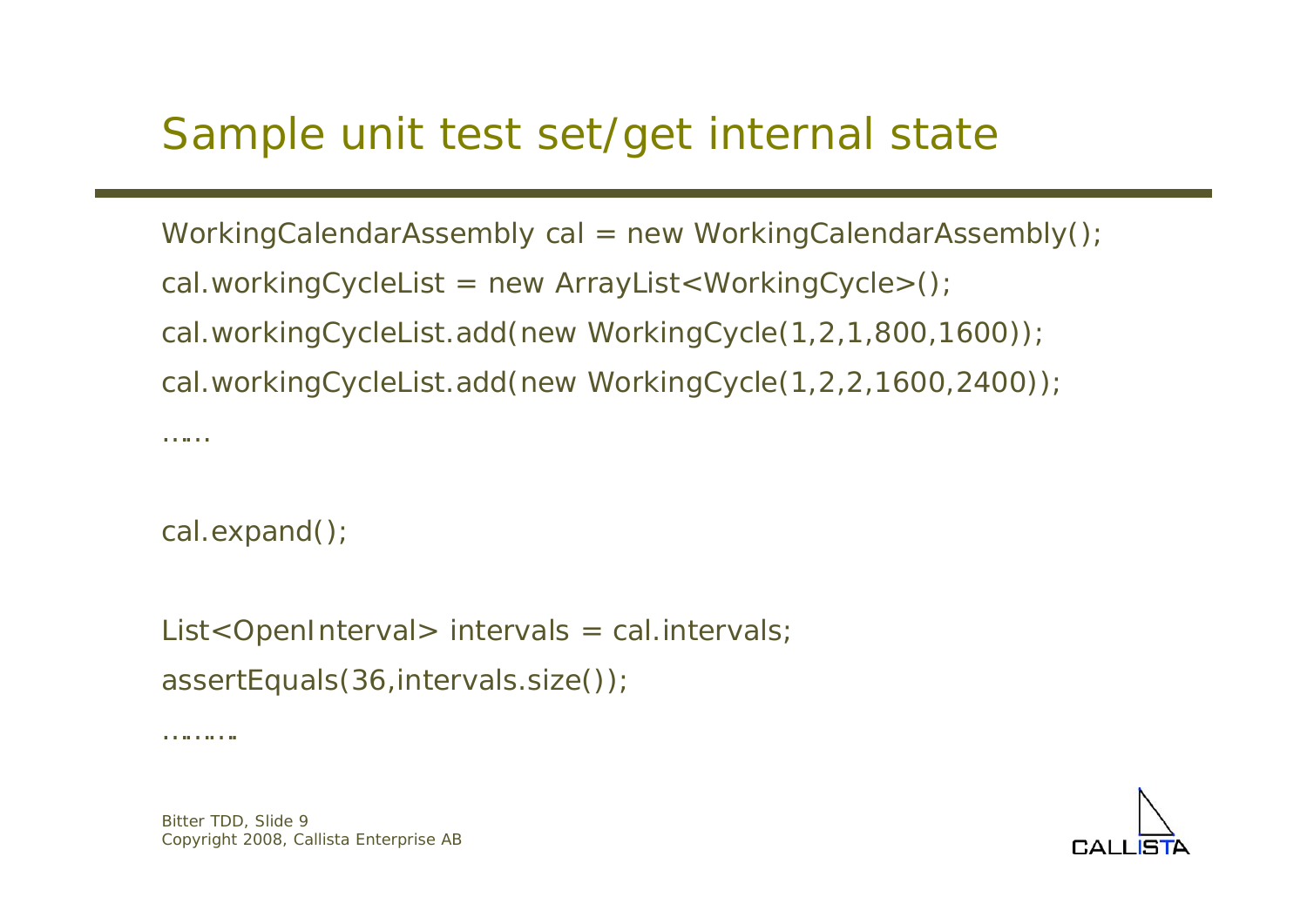# Sample unit test set/get internal state

```
WorkingCalendarAssembly cal = new WorkingCalendarAssembly();
cal.workingCycleList = new ArrayList<WorkingCycle>();
cal.workingCycleList.add(new WorkingCycle(1,2,1,800,1600));
cal.workingCycleList.add(new WorkingCycle(1,2,2,1600,2400));
……

cal.expand();

List<OpenInterval> intervals = cal.intervals;
assertEquals(36,intervals.size());
………
```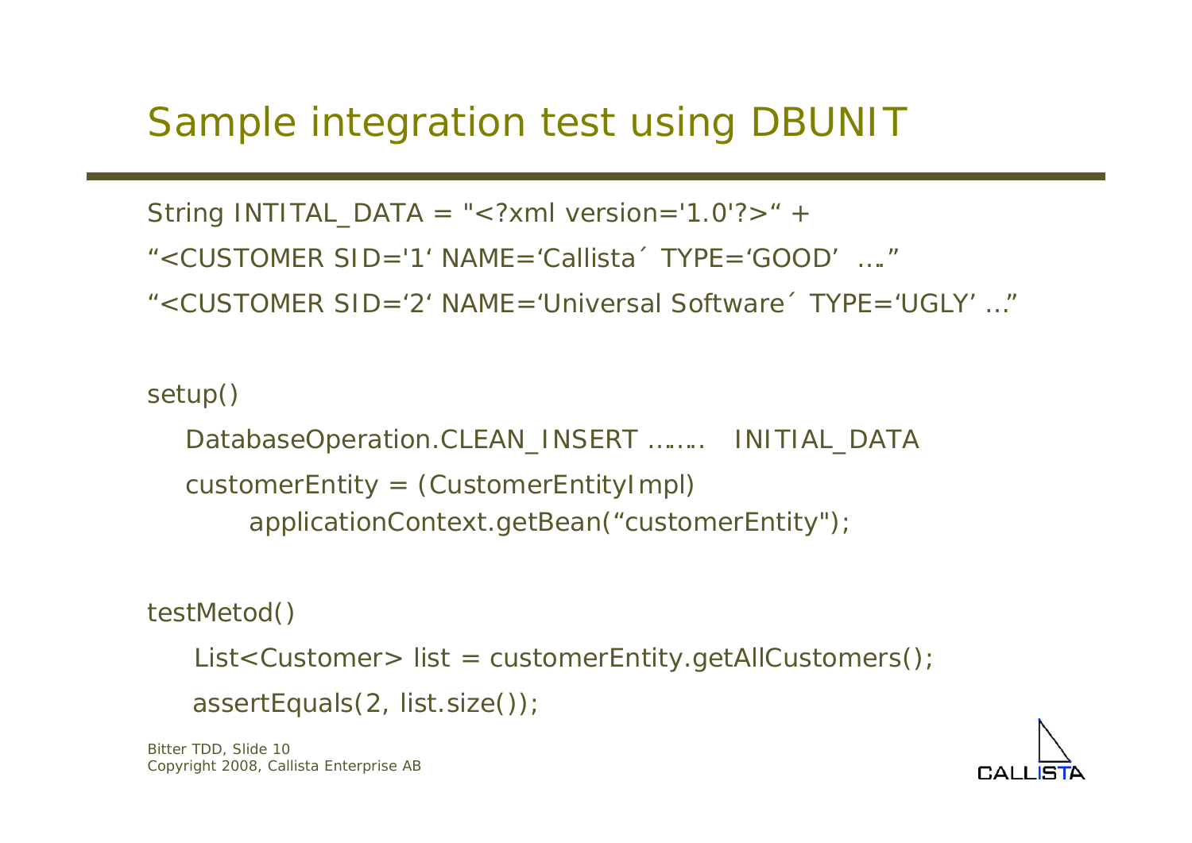# Sample integration test using DBUNIT

```
String INTITAL_DATA = "<?xml version='1.0'?>" +
"<CUSTOMER SID='1' NAME='Callista´ TYPE='GOOD' …."
"<CUSTOMER SID='2' NAME='Universal Software´ TYPE='UGLY' …"

setup()
   DatabaseOperation.CLEAN_INSERT ……. INITIAL_DATA
   customerEntity = (CustomerEntityImpl)
        applicationContext.getBean("customerEntity");

testMetod()
    List<Customer> list = customerEntity.getAllCustomers();
    assertEquals(2, list.size());
```

Bitter TDD, Slide 10
Copyright 2008, Callista Enterprise AB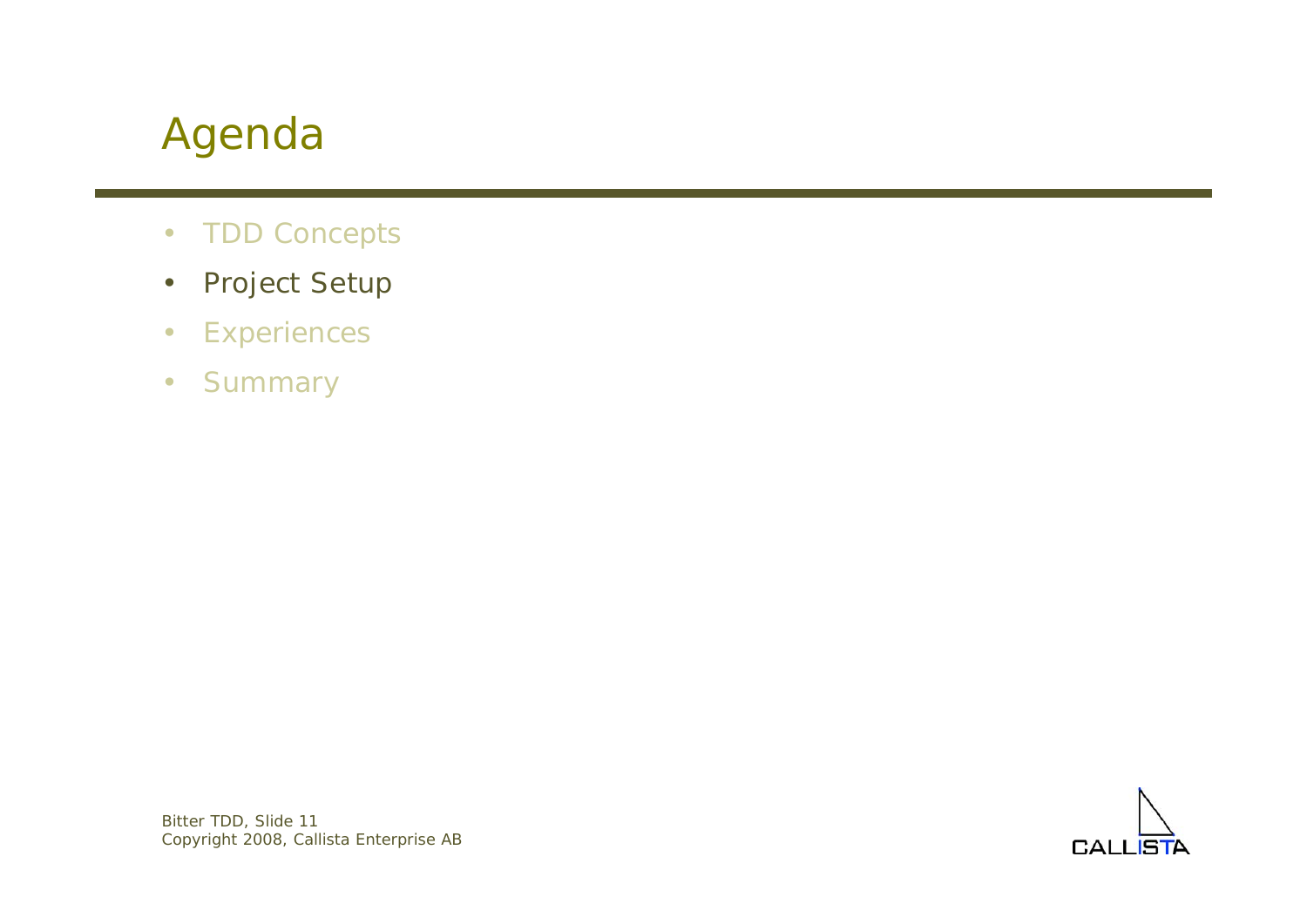# Agenda

- TDD Concepts
- Project Setup
- Experiences
- Summary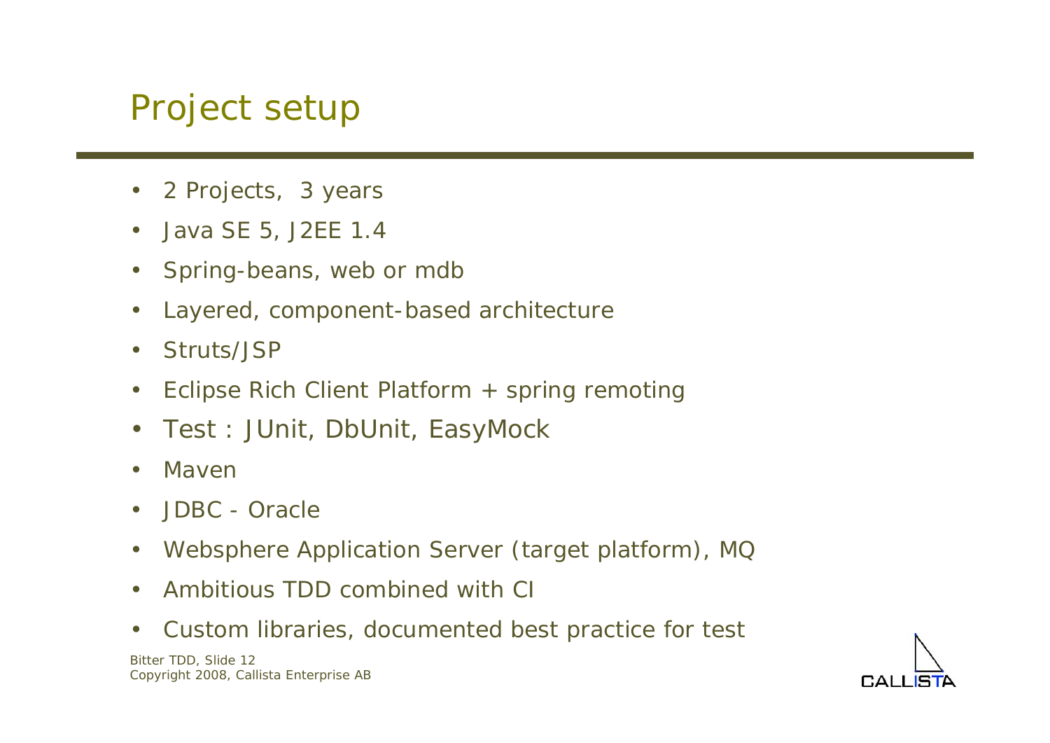# Project setup

- 2 Projects, 3 years
- Java SE 5, J2EE 1.4
- Spring-beans, web or mdb
- Layered, component-based architecture
- Struts/JSP
- Eclipse Rich Client Platform + spring remoting
- Test : JUnit, DbUnit, EasyMock
- Maven
- JDBC - Oracle
- Websphere Application Server (target platform), MQ
- Ambitious TDD combined with CI
- Custom libraries, documented best practice for test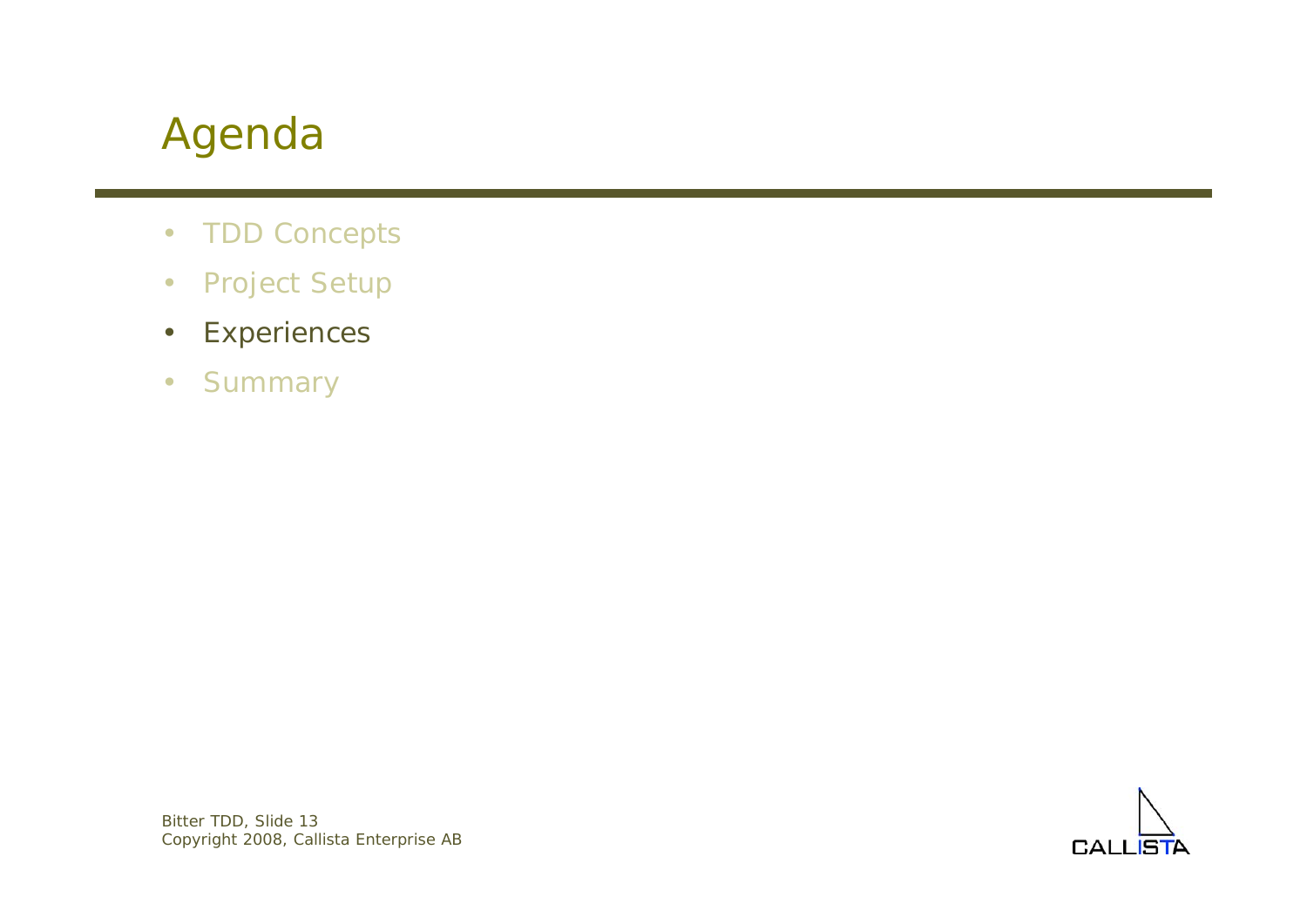# Agenda

- TDD Concepts
- Project Setup
- Experiences
- Summary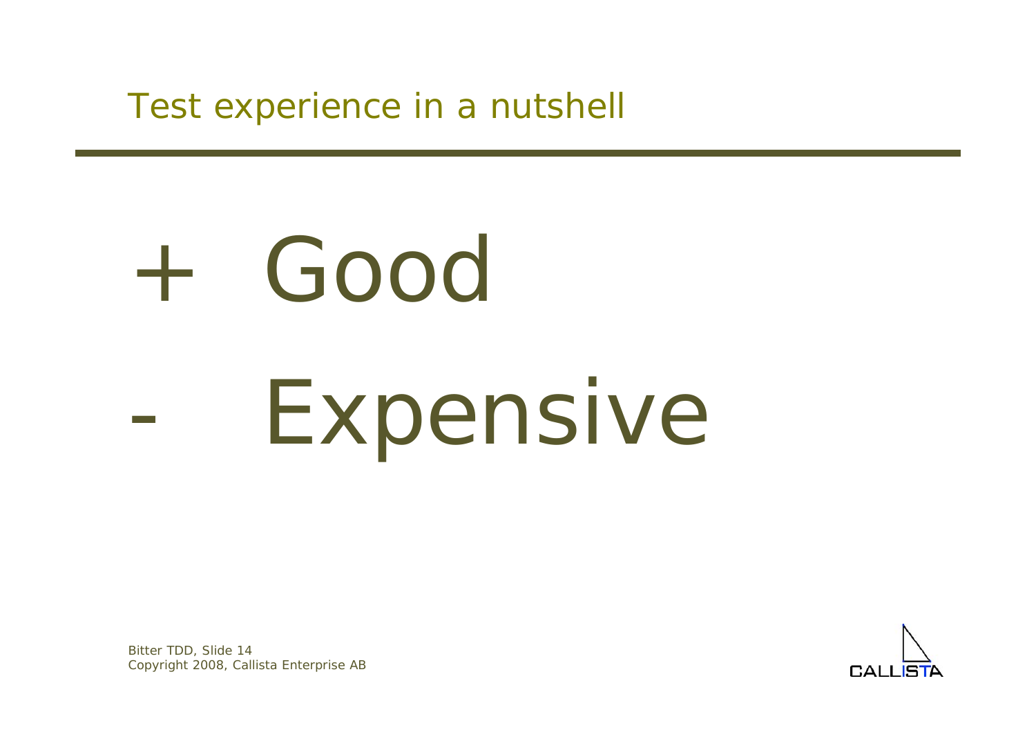# Test experience in a nutshell

\+ Good

\- Expensive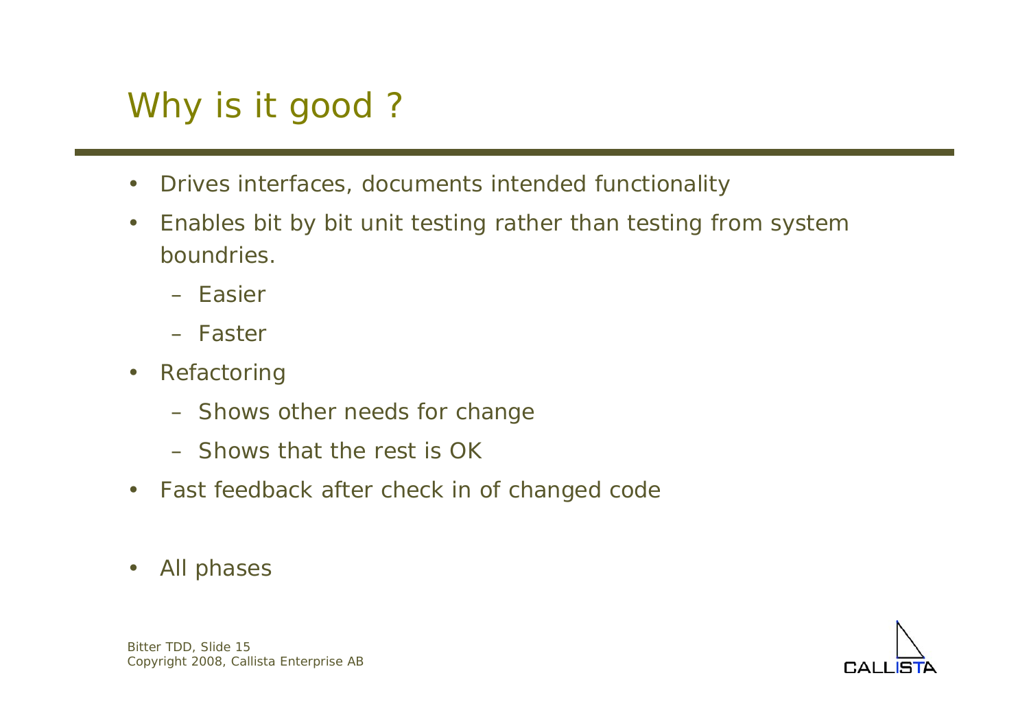# Why is it good ?

- Drives interfaces, documents intended functionality
- Enables bit by bit unit testing rather than testing from system boundries.
  - Easier
  - Faster
- Refactoring
  - Shows other needs for change
  - Shows that the rest is OK
- Fast feedback after check in of changed code
- All phases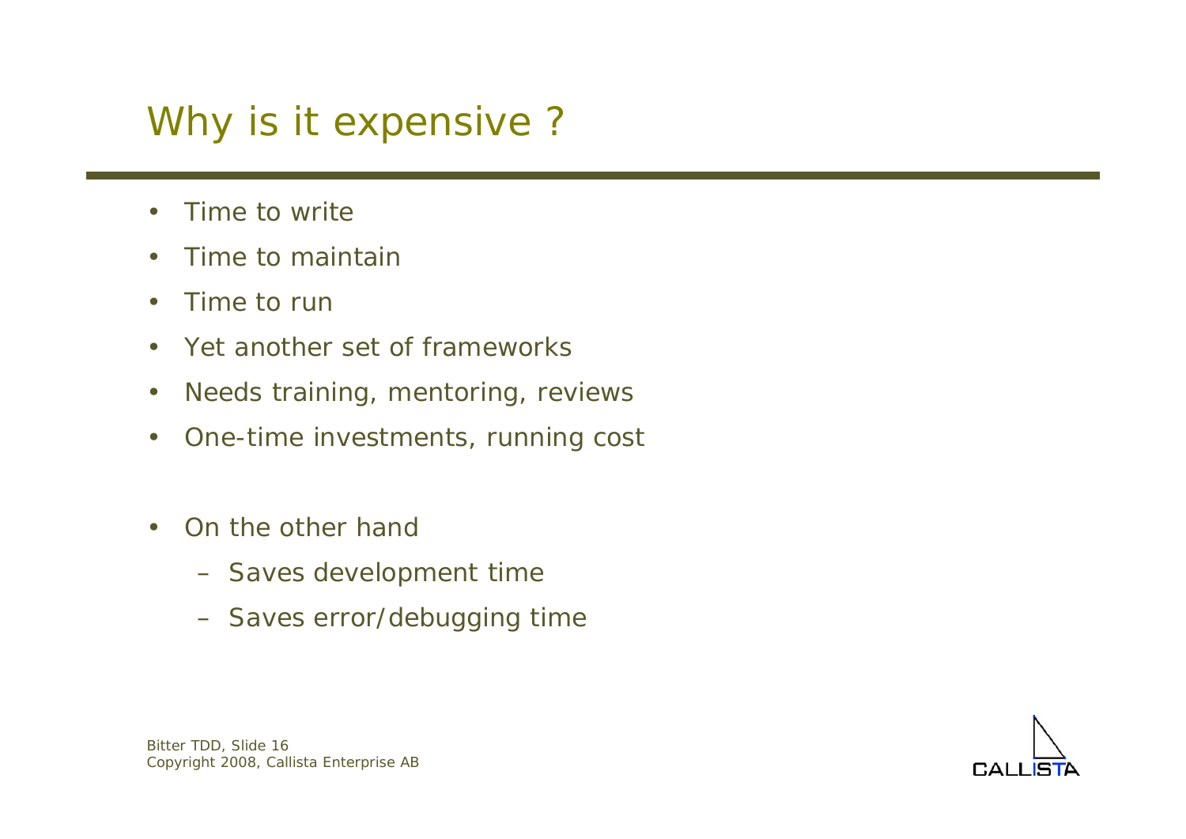# Why is it expensive ?

- Time to write
- Time to maintain
- Time to run
- Yet another set of frameworks
- Needs training, mentoring, reviews
- One-time investments, running cost

- On the other hand
  - Saves development time
  - Saves error/debugging time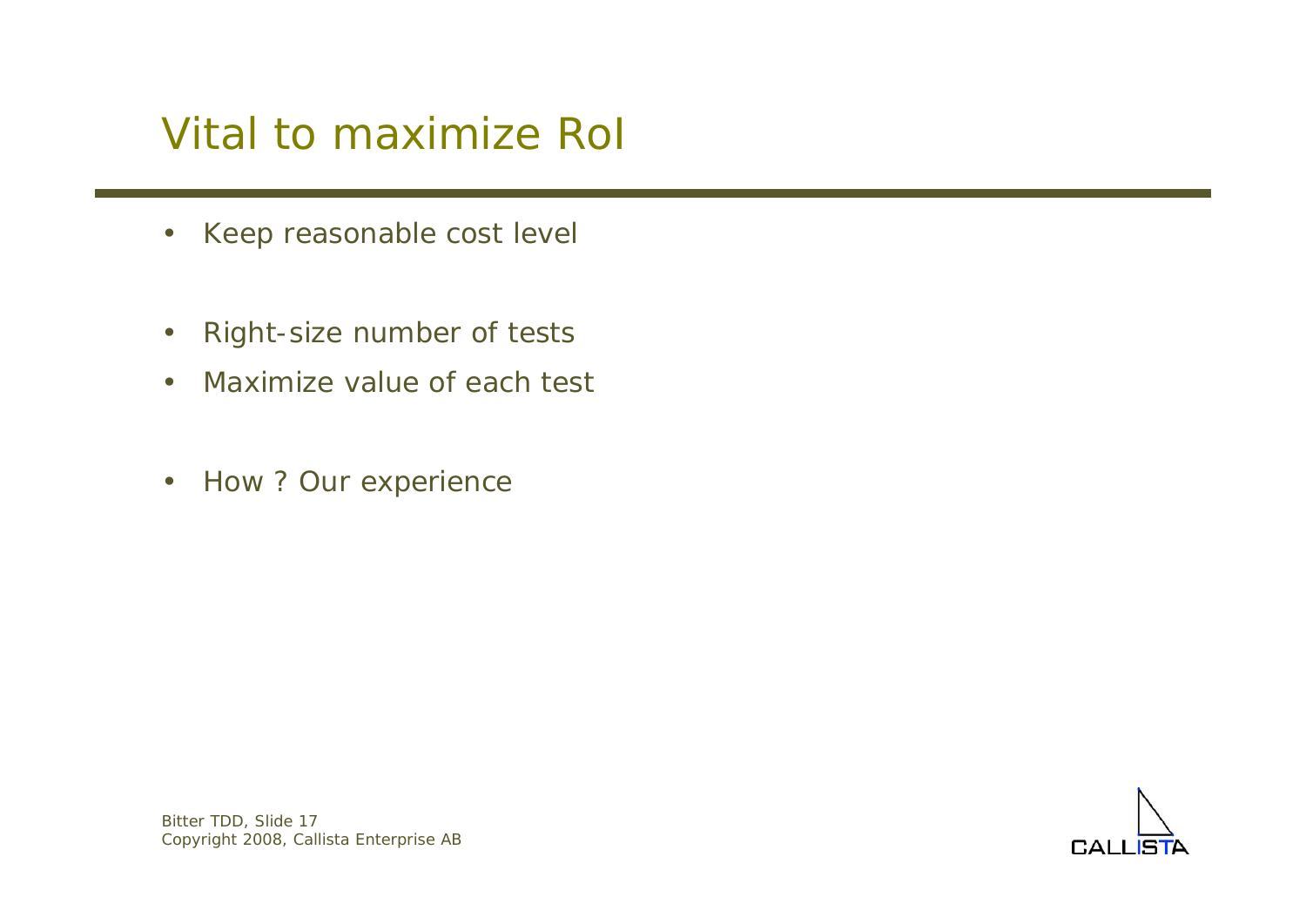# Vital to maximize RoI

- Keep reasonable cost level
- Right-size number of tests
- Maximize value of each test
- How ? Our experience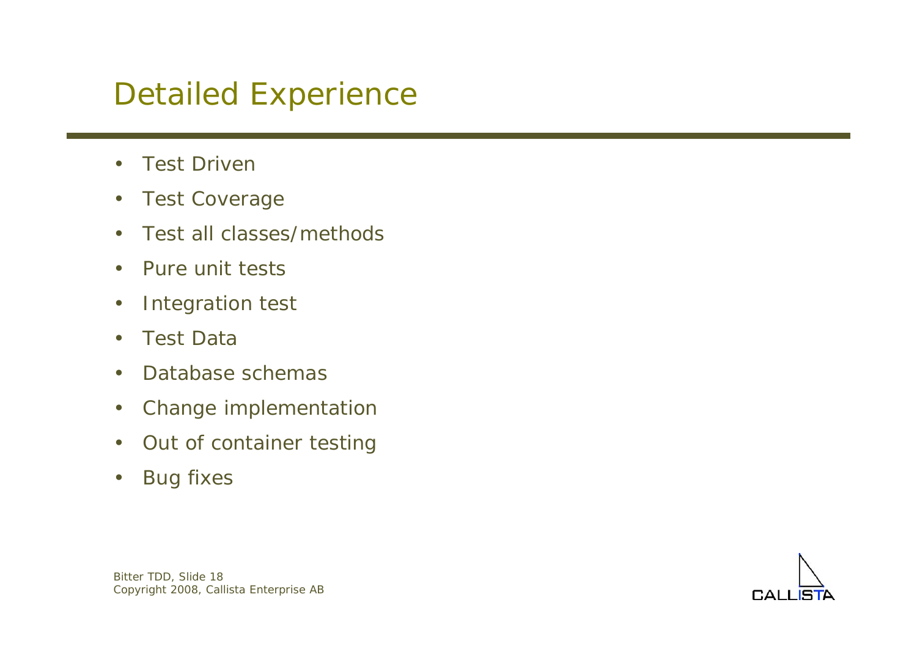# Detailed Experience

- Test Driven
- Test Coverage
- Test all classes/methods
- Pure unit tests
- Integration test
- Test Data
- Database schemas
- Change implementation
- Out of container testing
- Bug fixes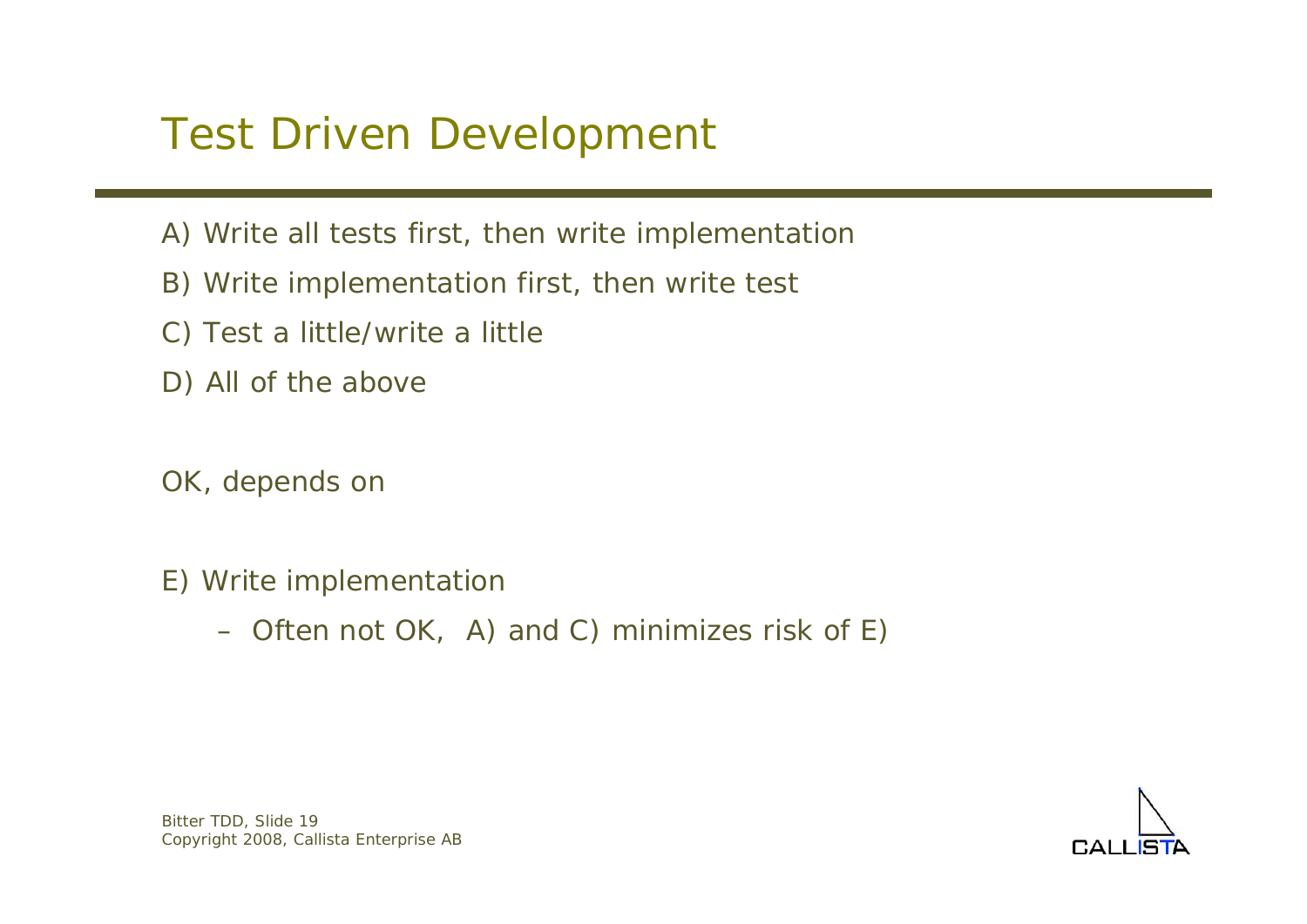# Test Driven Development

A) Write all tests first, then write implementation

B) Write implementation first, then write test

C) Test a little/write a little

D) All of the above

OK, depends on

E) Write implementation

- Often not OK, A) and C) minimizes risk of E)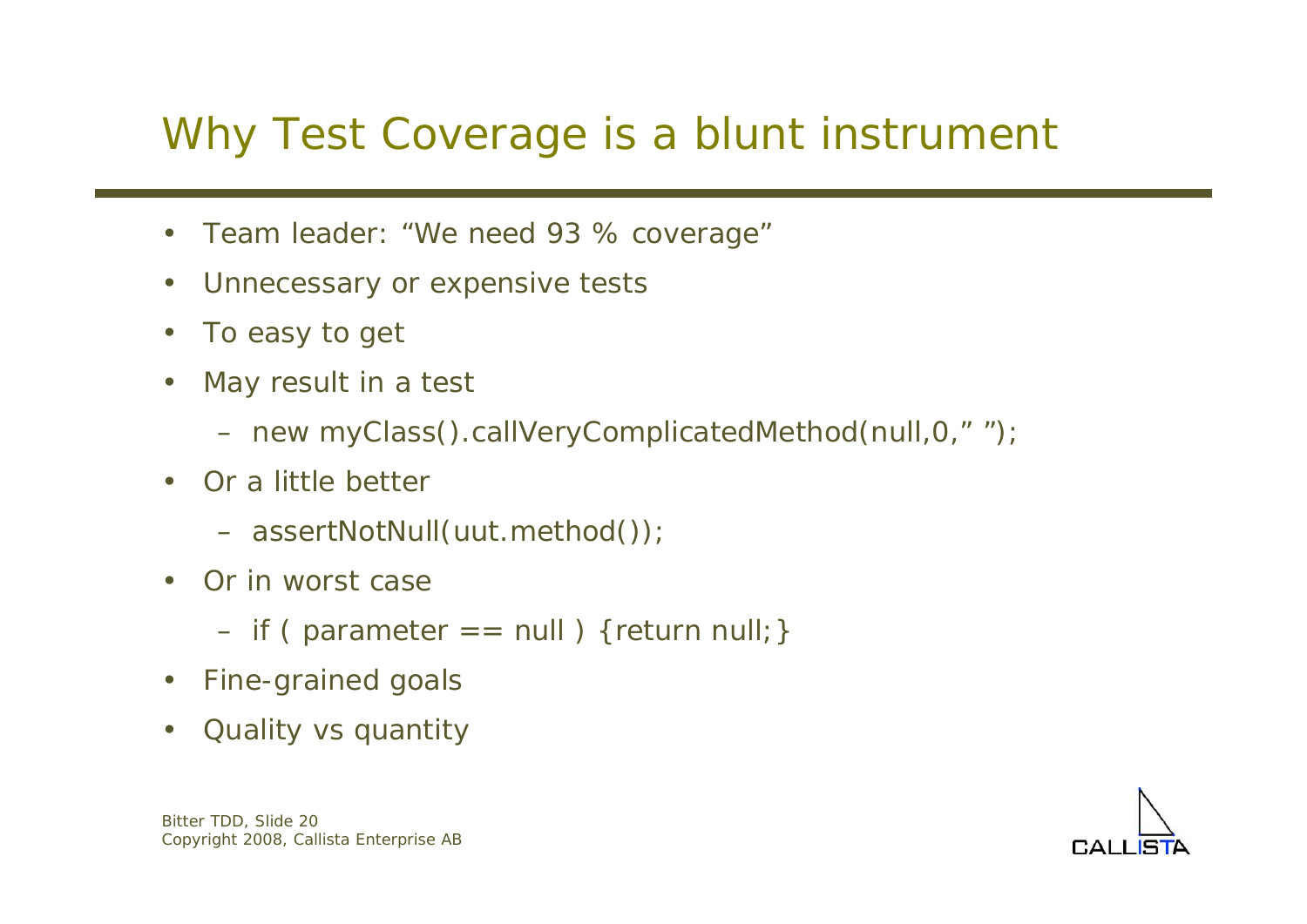# Why Test Coverage is a blunt instrument

- Team leader: “We need 93 % coverage”
- Unnecessary or expensive tests
- To easy to get
- May result in a test
  - new myClass().callVeryComplicatedMethod(null,0,” ”);
- Or a little better
  - assertNotNull(uut.method());
- Or in worst case
  - if ( parameter == null ) {return null;}
- Fine-grained goals
- Quality vs quantity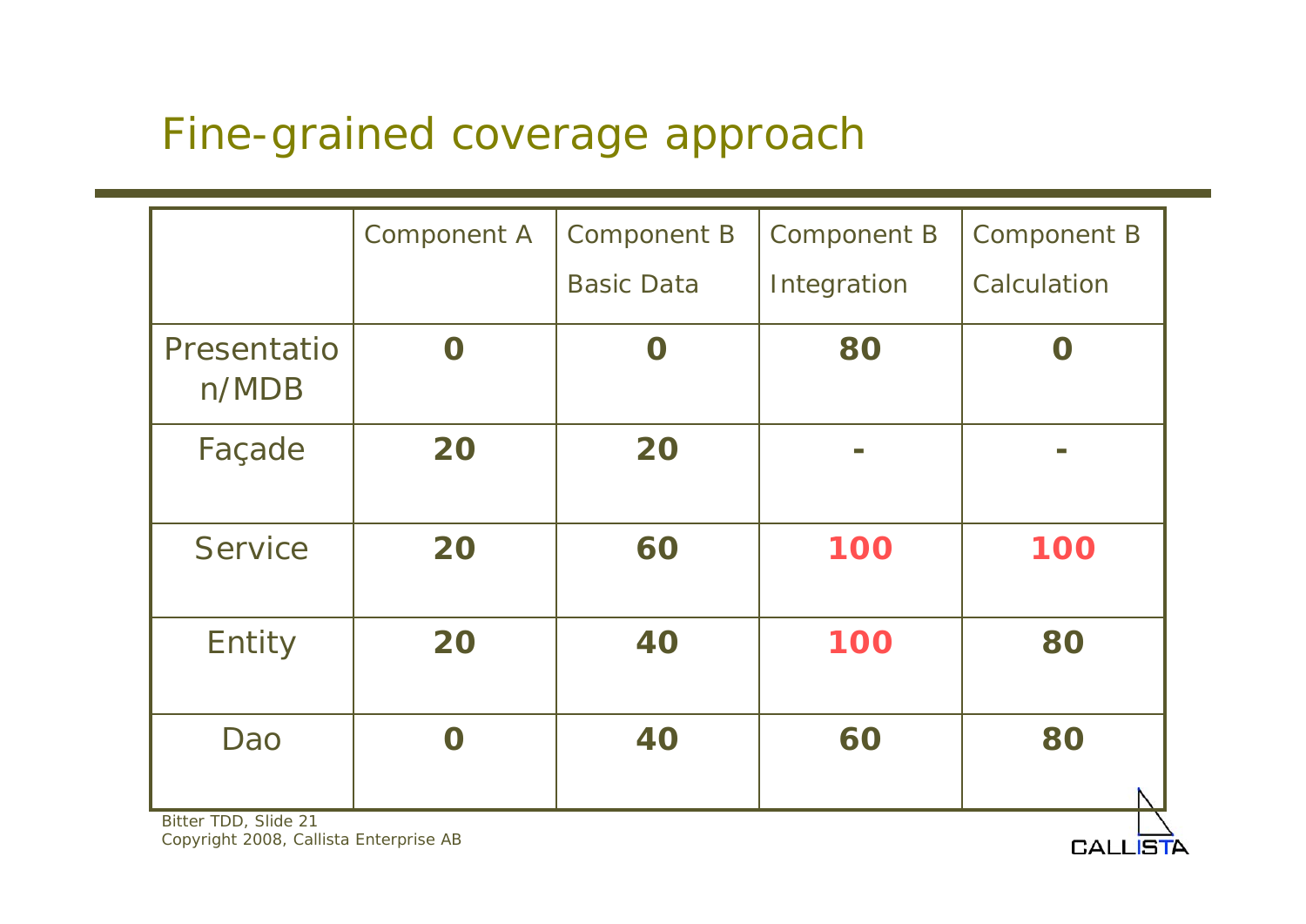# Fine-grained coverage approach

| | Component A | Component B Basic Data | Component B Integration | Component B Calculation |
|---|---|---|---|---|
| Presentation/MDB | **0** | **0** | **80** | **0** |
| Façade | **20** | **20** | **-** | **-** |
| Service | **20** | **60** | **100** | **100** |
| Entity | **20** | **40** | **100** | **80** |
| Dao | **0** | **40** | **60** | **80** |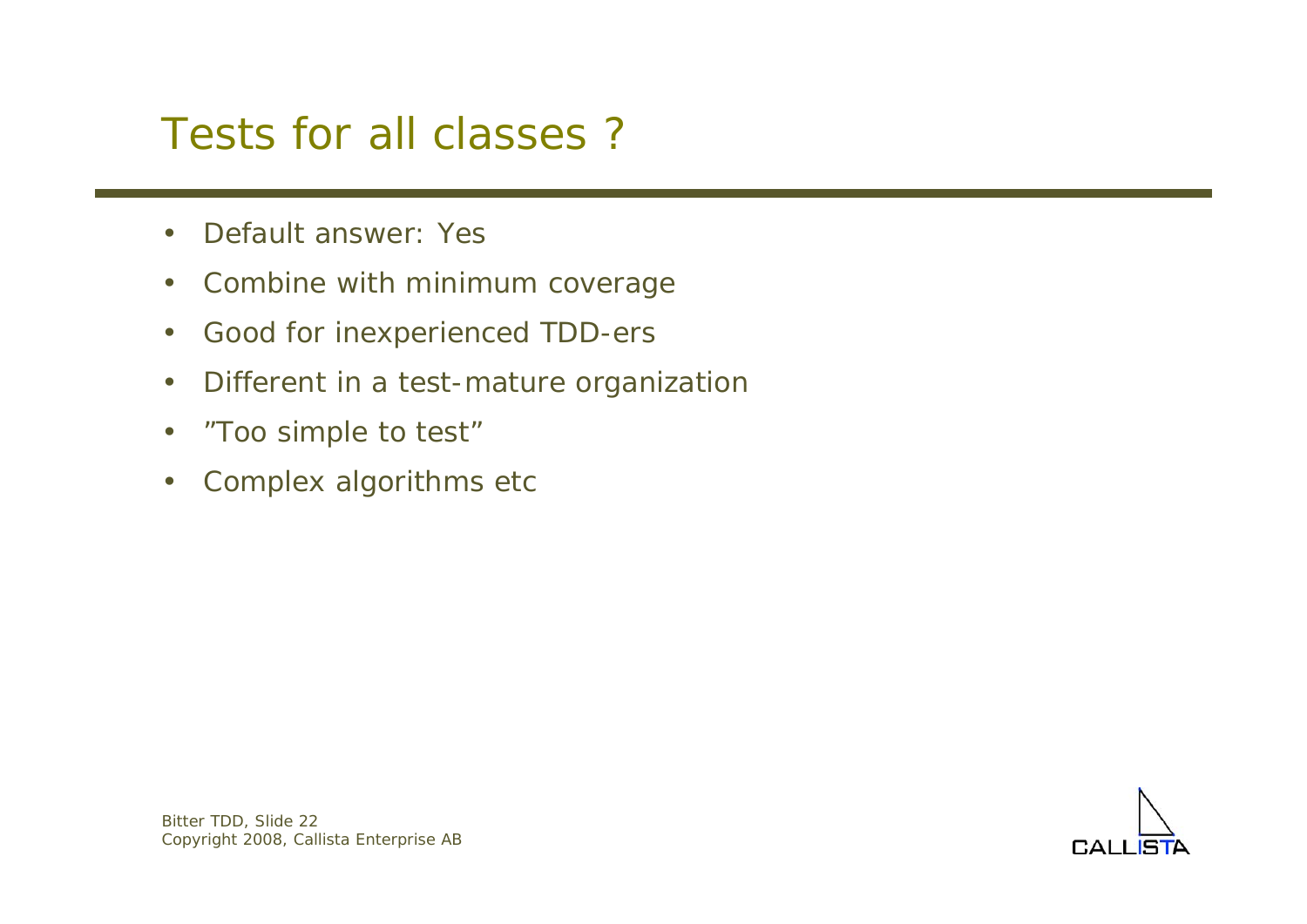# Tests for all classes ?

- Default answer: Yes
- Combine with minimum coverage
- Good for inexperienced TDD-ers
- Different in a test-mature organization
- ”Too simple to test”
- Complex algorithms etc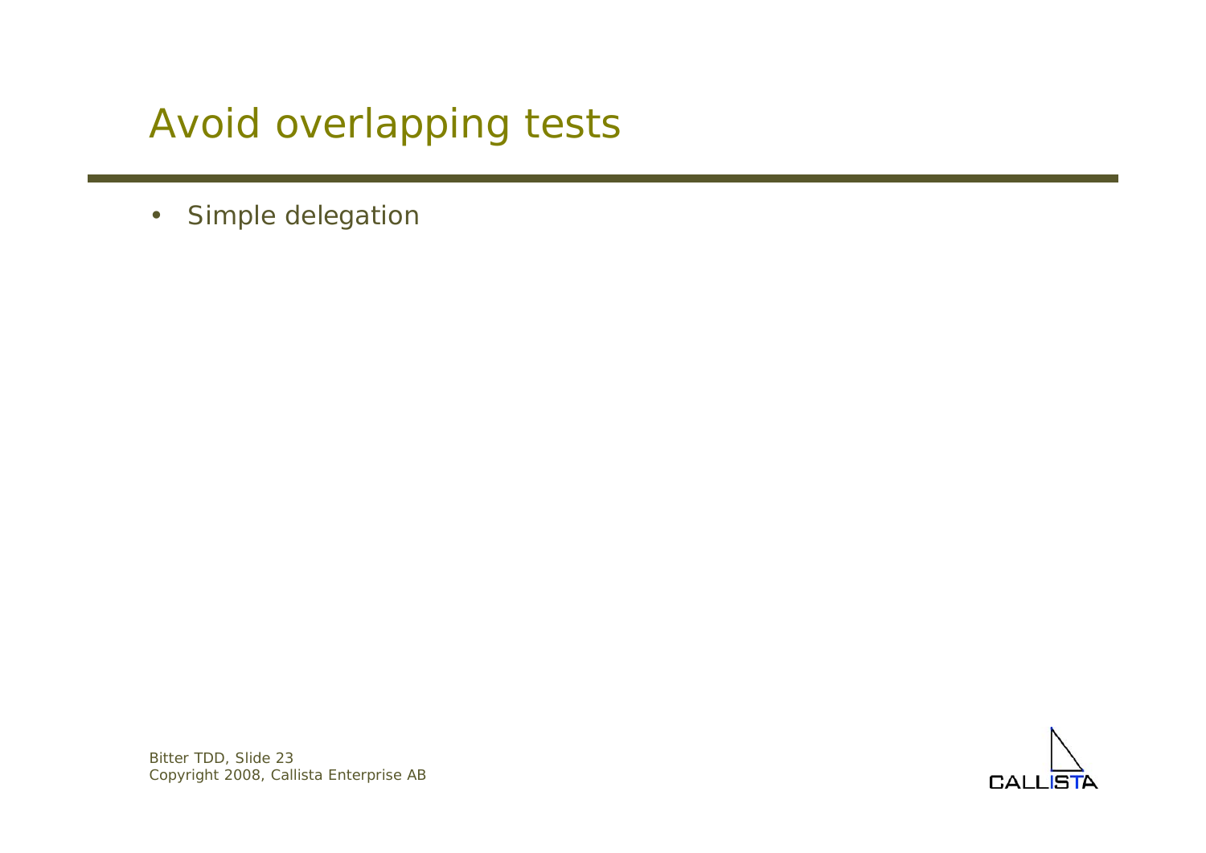# Avoid overlapping tests

- Simple delegation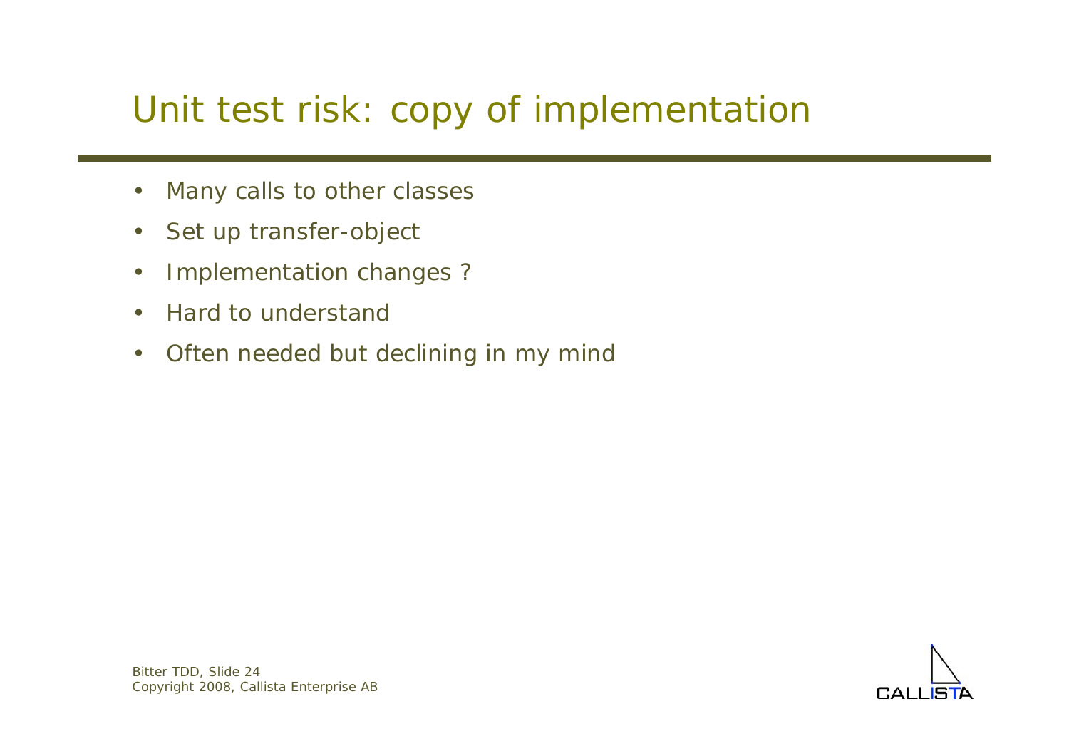# Unit test risk: copy of implementation

- Many calls to other classes
- Set up transfer-object
- Implementation changes ?
- Hard to understand
- Often needed but declining in my mind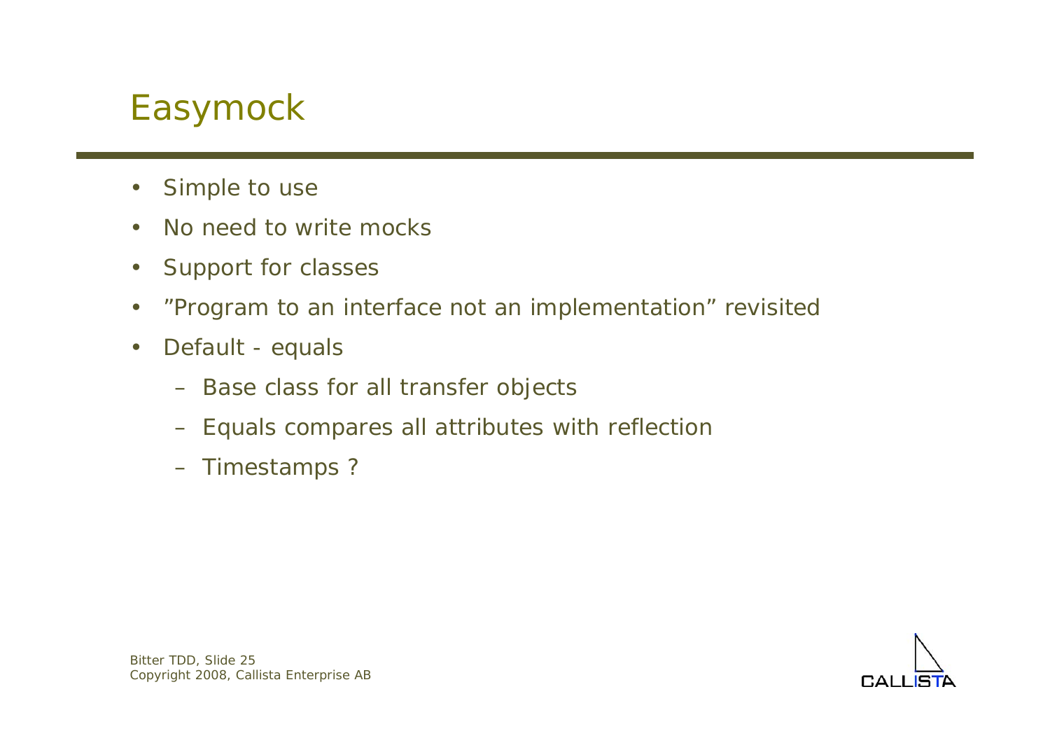# Easymock

- Simple to use
- No need to write mocks
- Support for classes
- ”Program to an interface not an implementation” revisited
- Default - equals
  - Base class for all transfer objects
  - Equals compares all attributes with reflection
  - Timestamps ?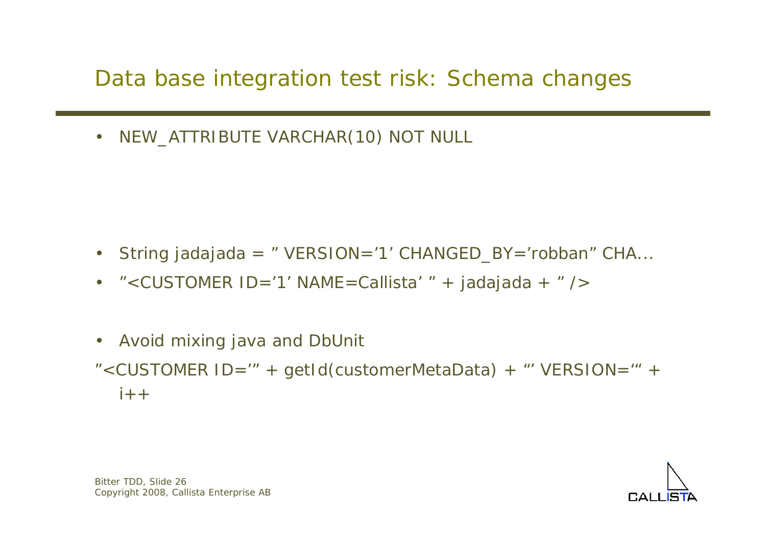## Data base integration test risk: Schema changes

- NEW_ATTRIBUTE VARCHAR(10) NOT NULL

- String jadajada = ” VERSION=’1’ CHANGED_BY=’robban” CHA…
- ”<CUSTOMER ID=’1’ NAME=Callista’ ” + jadajada + ” />

- Avoid mixing java and DbUnit

”<CUSTOMER ID=’” + getId(customerMetaData) + “’ VERSION=‘” + i++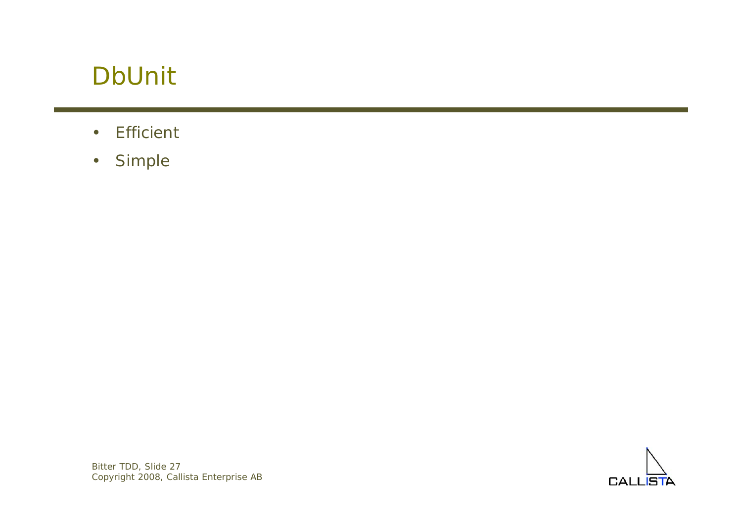# DbUnit

- Efficient
- Simple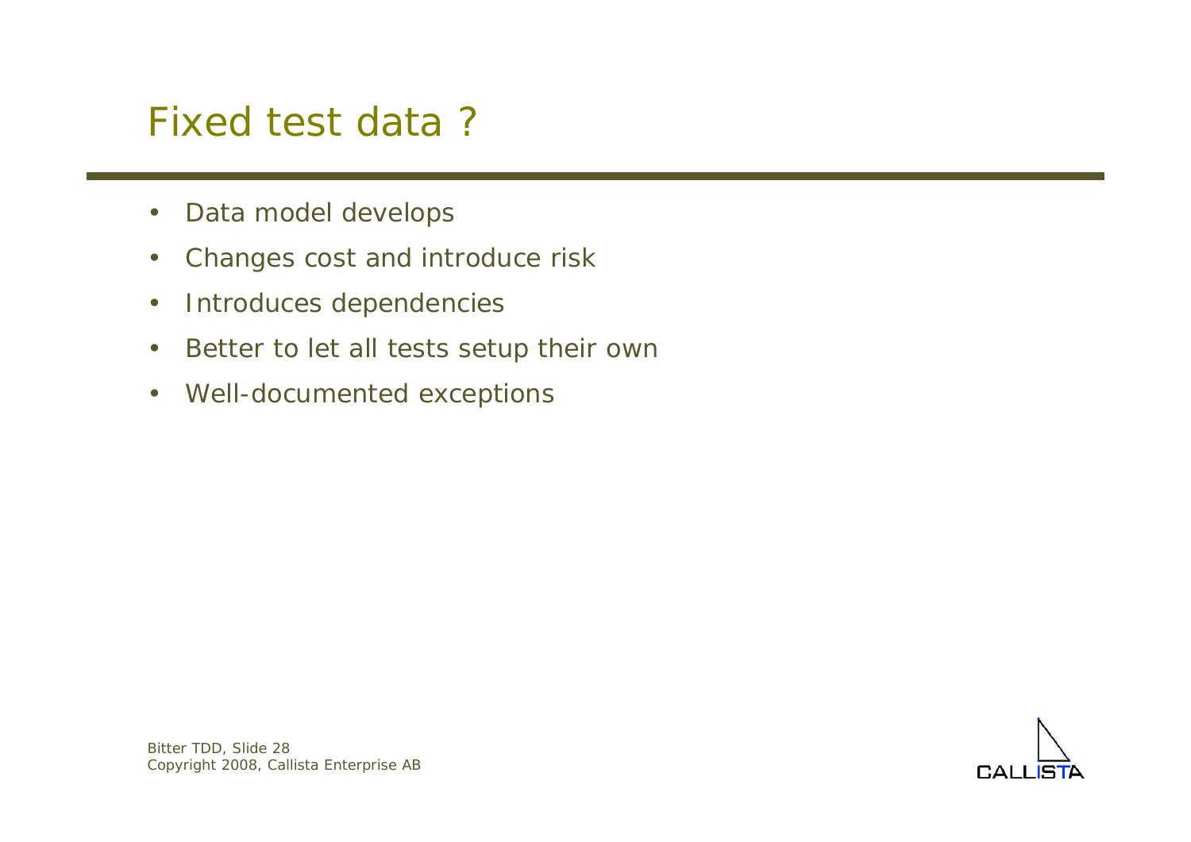# Fixed test data ?

- Data model develops
- Changes cost and introduce risk
- Introduces dependencies
- Better to let all tests setup their own
- Well-documented exceptions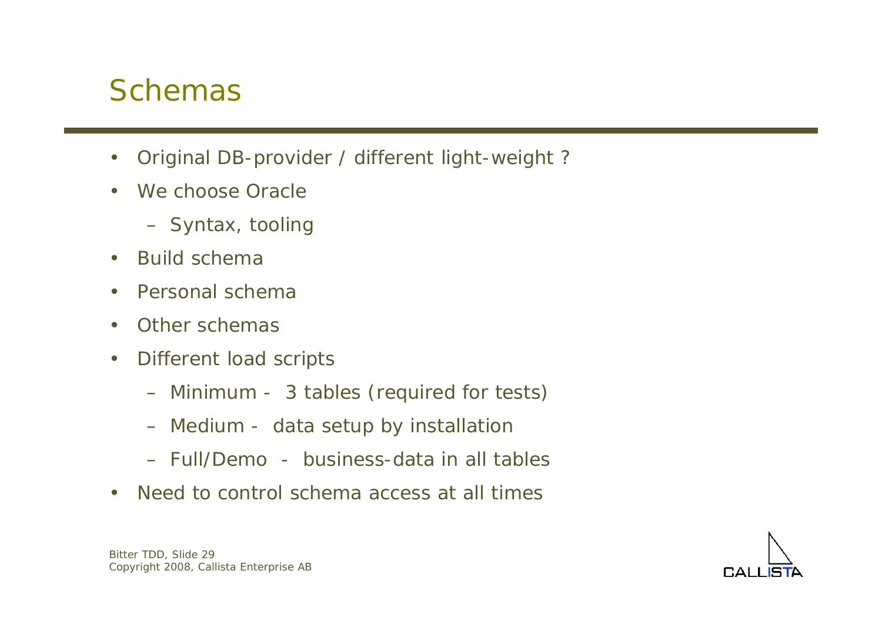# Schemas

- Original DB-provider / different light-weight ?
- We choose Oracle
  - Syntax, tooling
- Build schema
- Personal schema
- Other schemas
- Different load scripts
  - Minimum - 3 tables (required for tests)
  - Medium - data setup by installation
  - Full/Demo - business-data in all tables
- Need to control schema access at all times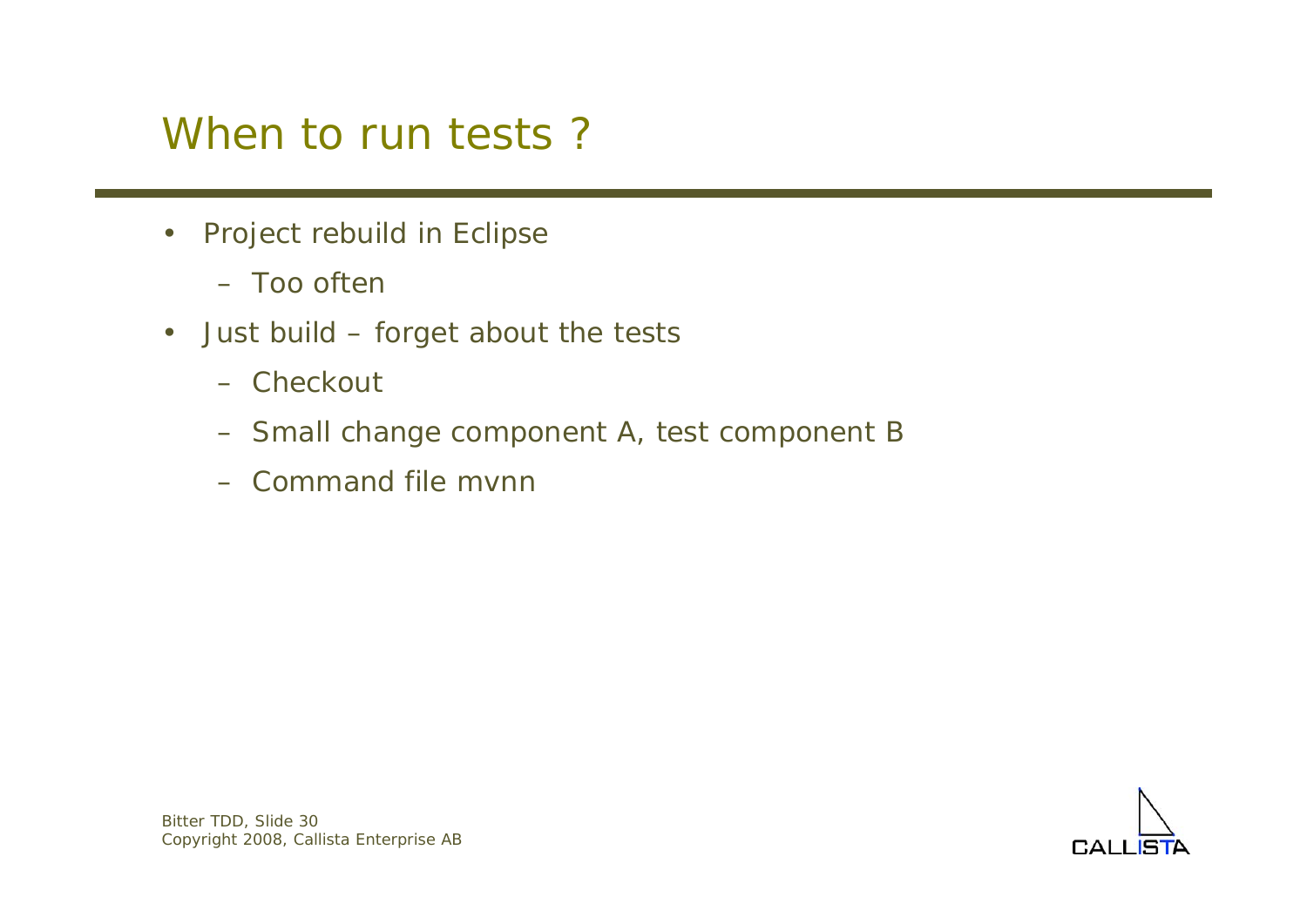# When to run tests ?

- Project rebuild in Eclipse
  - Too often
- Just build – forget about the tests
  - Checkout
  - Small change component A, test component B
  - Command file mvnn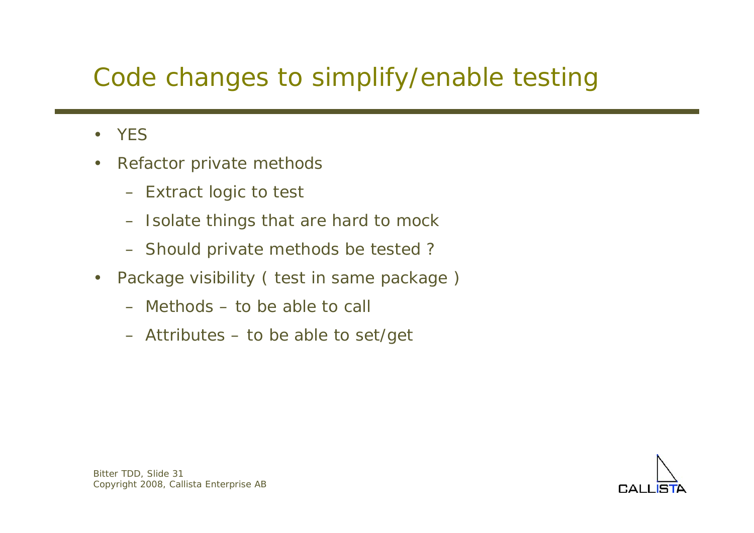# Code changes to simplify/enable testing

- YES
- Refactor private methods
  - Extract logic to test
  - Isolate things that are hard to mock
  - Should private methods be tested ?
- Package visibility ( test in same package )
  - Methods – to be able to call
  - Attributes – to be able to set/get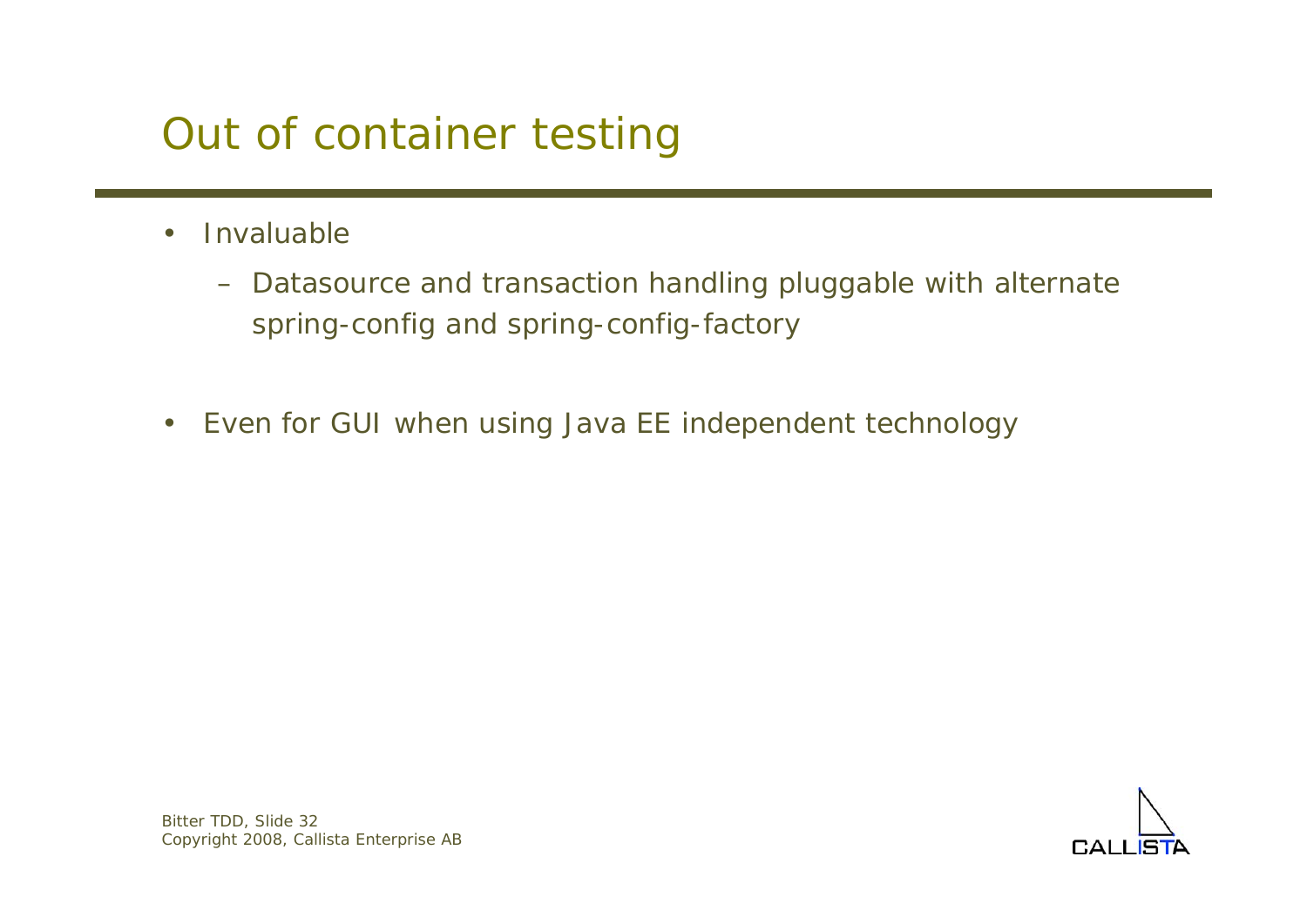# Out of container testing

- Invaluable
  - Datasource and transaction handling pluggable with alternate spring-config and spring-config-factory

- Even for GUI when using Java EE independent technology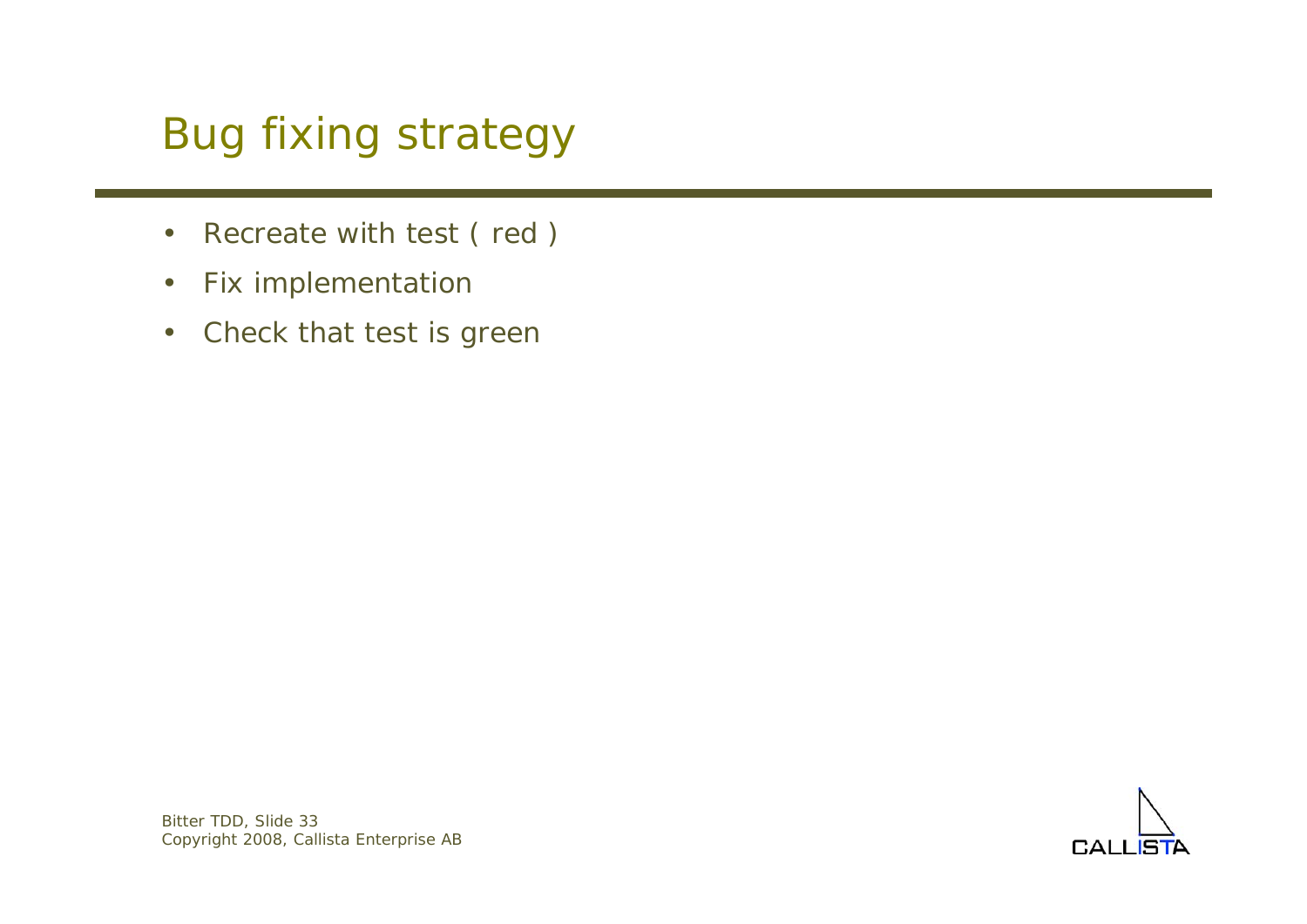# Bug fixing strategy

- Recreate with test ( red )
- Fix implementation
- Check that test is green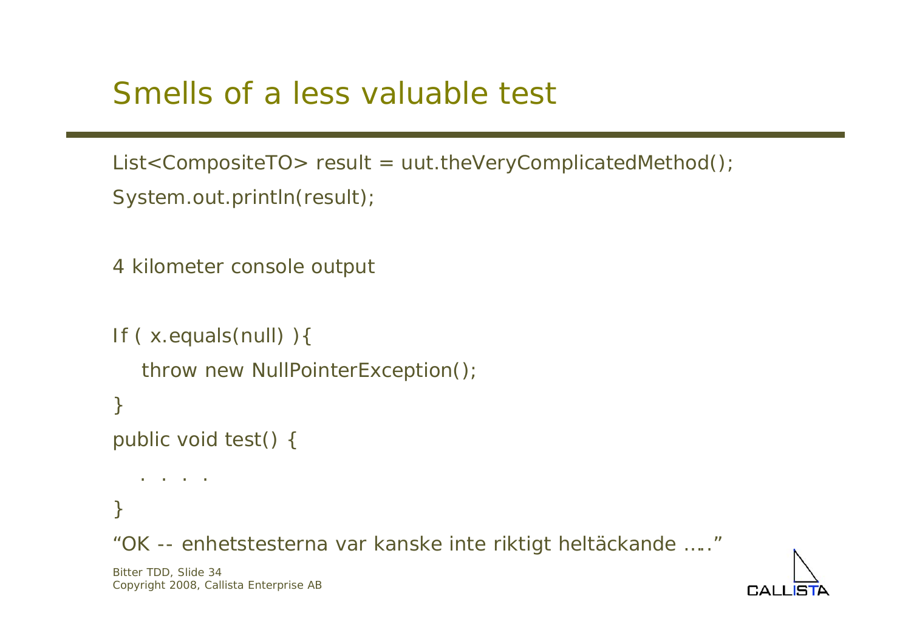# Smells of a less valuable test

```
List<CompositeTO> result = uut.theVeryComplicatedMethod();
System.out.println(result);
```

4 kilometer console output

```
If ( x.equals(null) ){
   throw new NullPointerException();
}
public void test() {
   . . . .
}
```

"OK -- enhetstesterna var kanske inte riktigt heltäckande ….."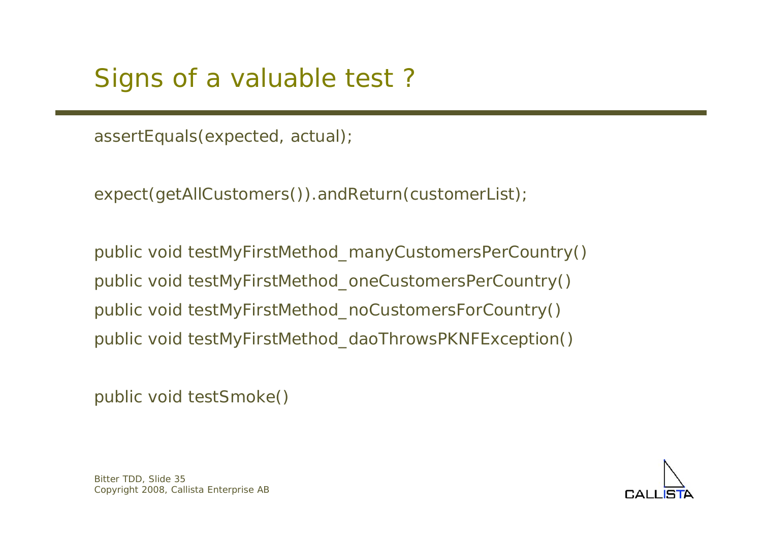# Signs of a valuable test ?

```
assertEquals(expected, actual);

expect(getAllCustomers()).andReturn(customerList);

public void testMyFirstMethod_manyCustomersPerCountry()
public void testMyFirstMethod_oneCustomersPerCountry()
public void testMyFirstMethod_noCustomersForCountry()
public void testMyFirstMethod_daoThrowsPKNFException()

public void testSmoke()
```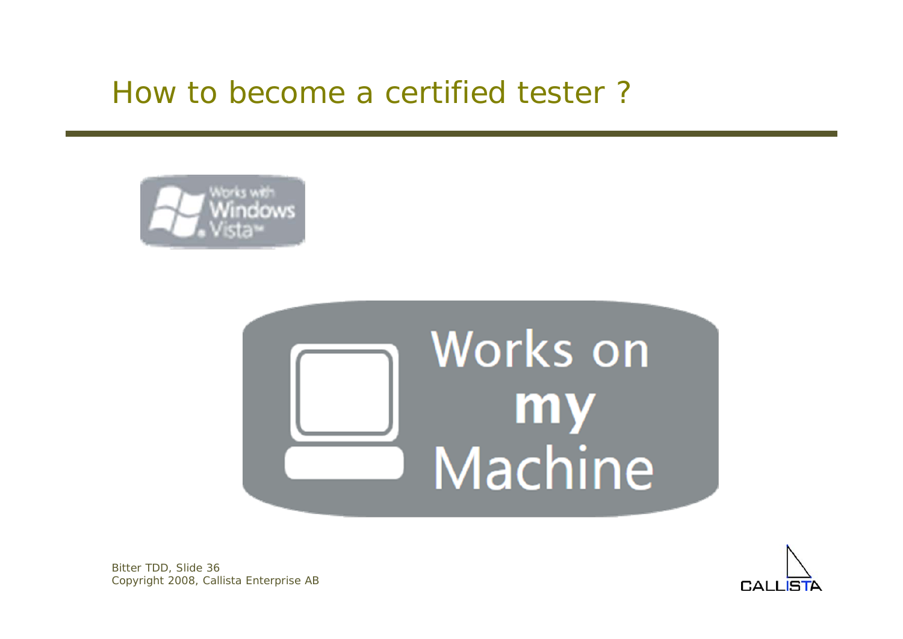# How to become a certified tester ?

Works with Windows Vista

Works on my Machine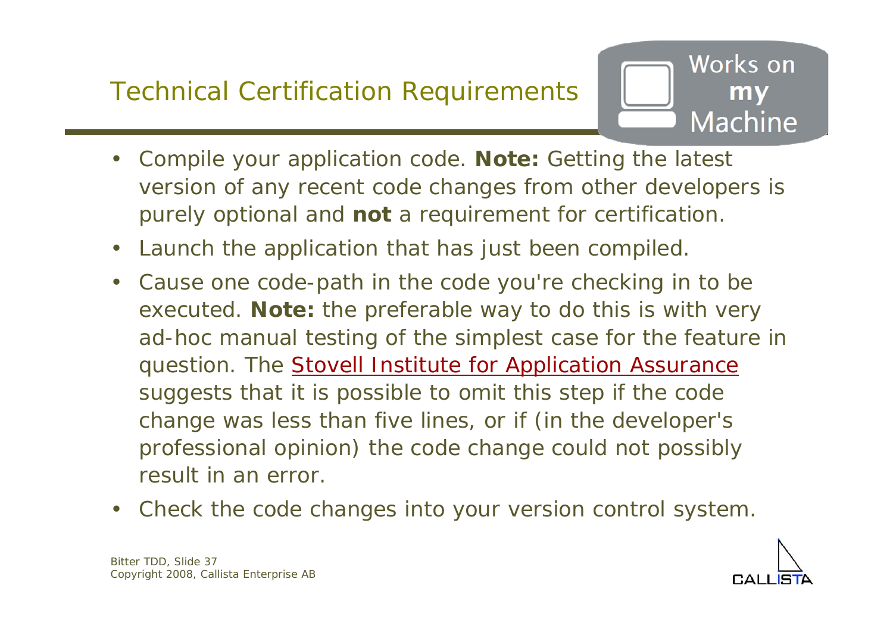## Technical Certification Requirements

Works on **my** Machine

- Compile your application code. **Note:** Getting the latest version of any recent code changes from other developers is purely optional and **not** a requirement for certification.
- Launch the application that has just been compiled.
- Cause one code-path in the code you're checking in to be executed. **Note:** the preferable way to do this is with very ad-hoc manual testing of the simplest case for the feature in question. The Stovell Institute for Application Assurance suggests that it is possible to omit this step if the code change was less than five lines, or if (in the developer's professional opinion) the code change could not possibly result in an error.
- Check the code changes into your version control system.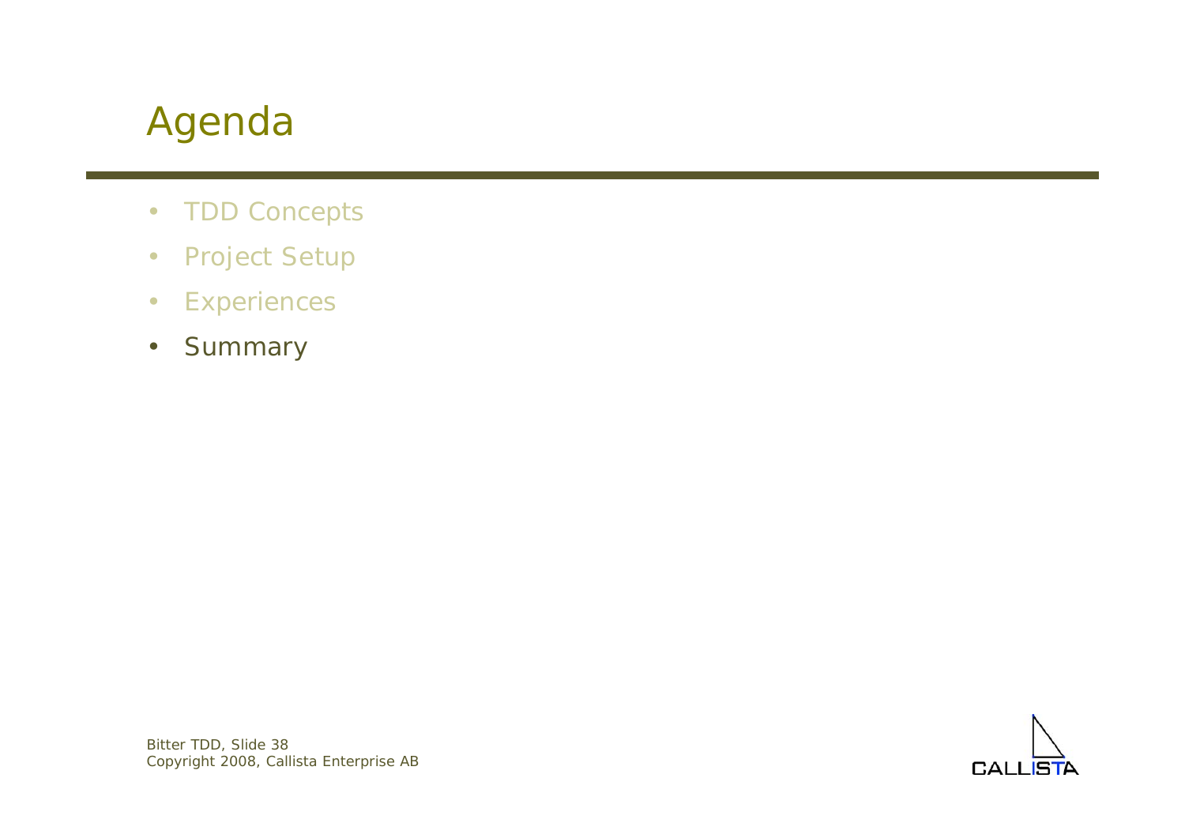# Agenda

- TDD Concepts
- Project Setup
- Experiences
- Summary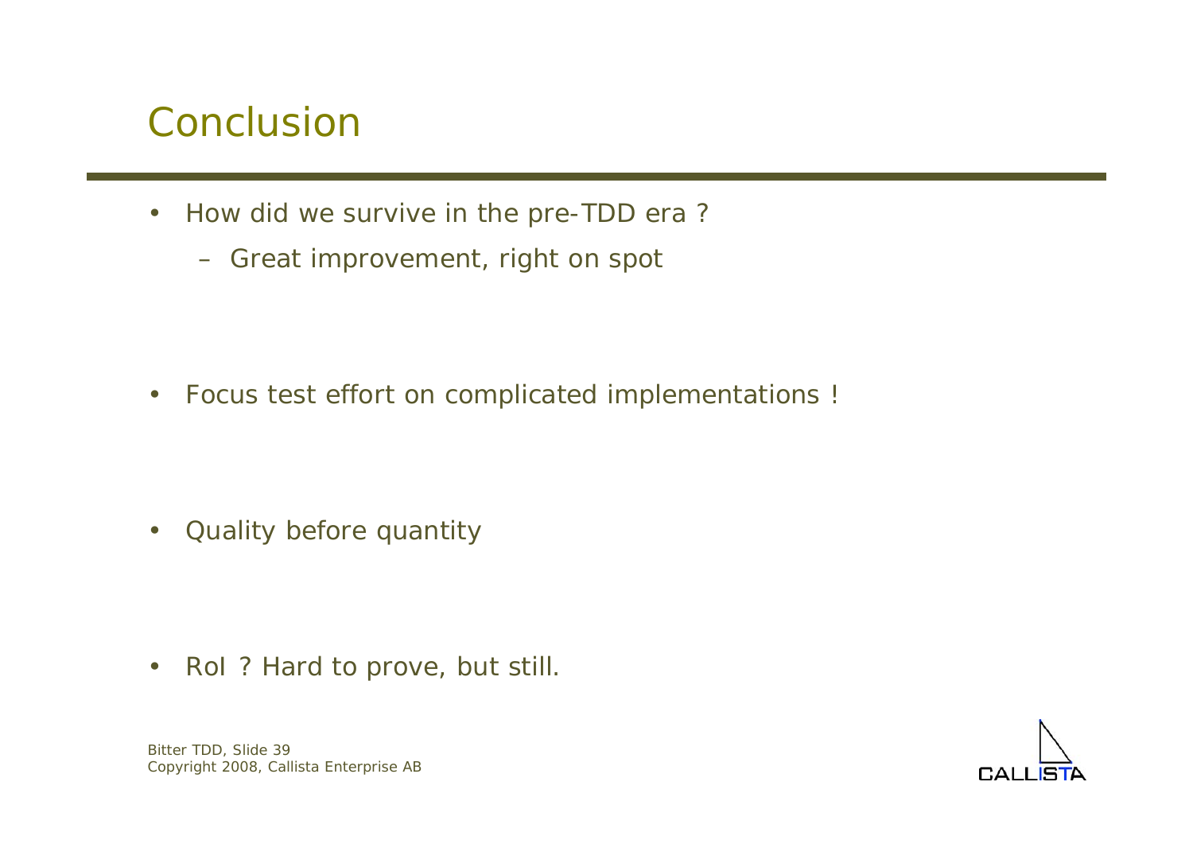# Conclusion

- How did we survive in the pre-TDD era ?
  - Great improvement, right on spot

- Focus test effort on complicated implementations !

- Quality before quantity

- RoI ? Hard to prove, but still.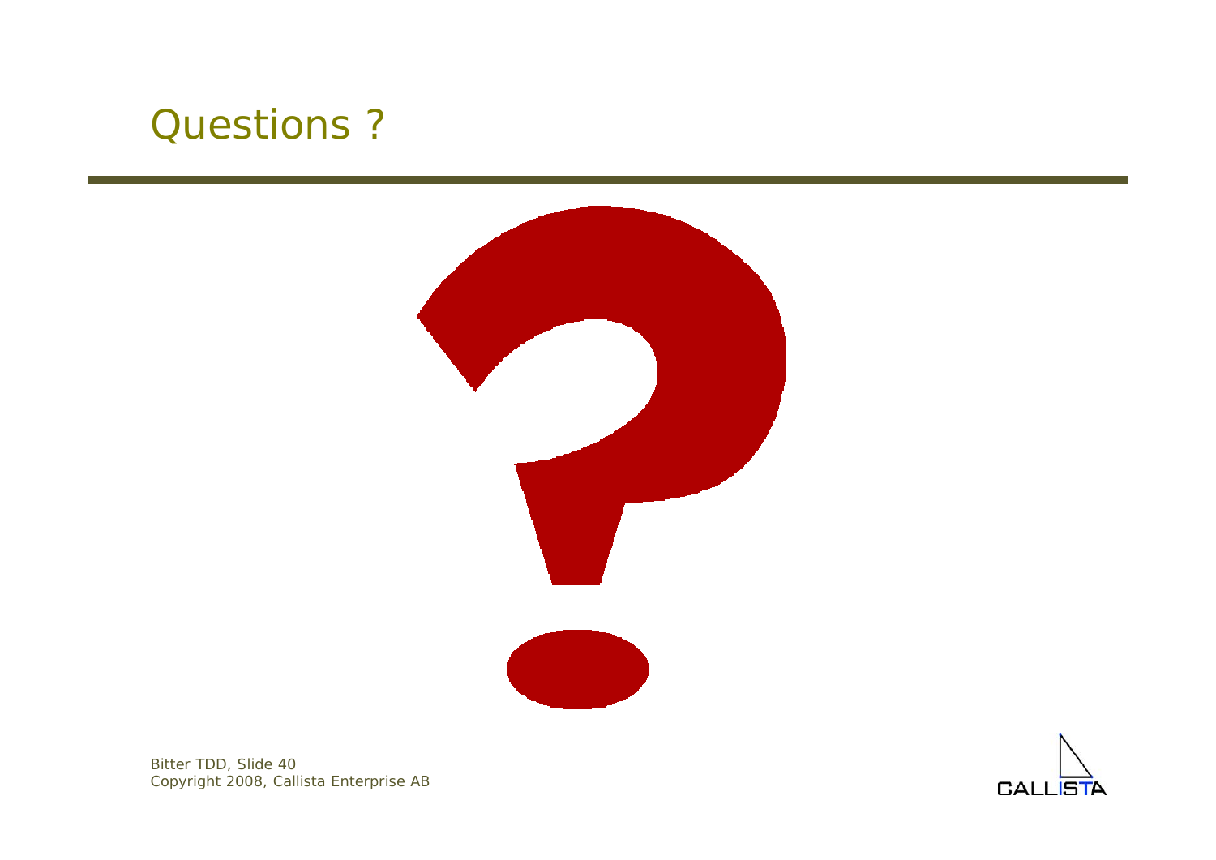# Questions ?